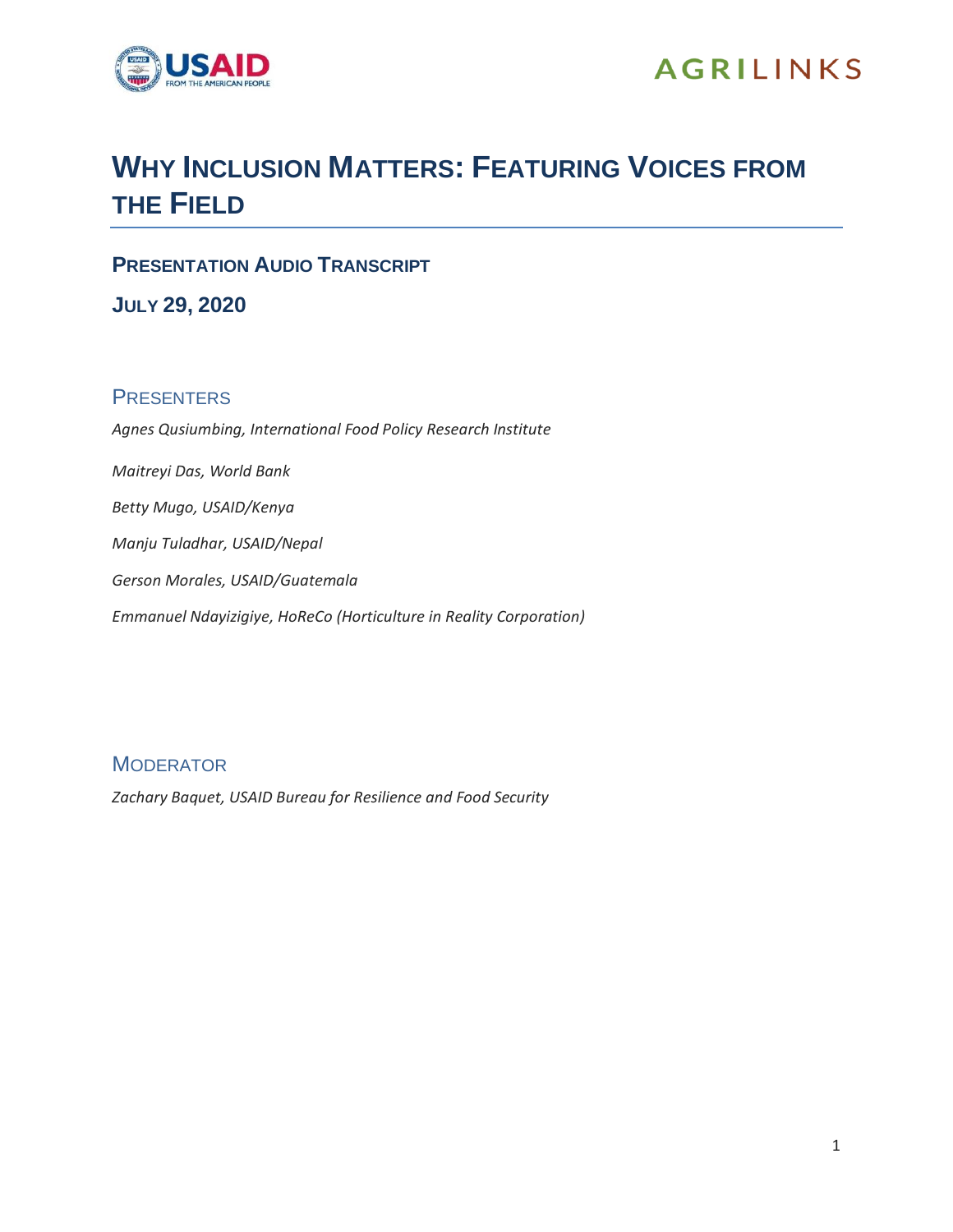# Why Inclusion Matters: Featuring Voices from the Field

## Presentation Audio Transcript

## July 29, 2020

### Presenters

*Agnes Qusiumbing, International Food Policy Research Institute*

*Maitreyi Das, World Bank*

*Betty Mugo, USAID/Kenya*

*Manju Tuladhar, USAID/Nepal*

*Gerson Morales, USAID/Guatemala*

*Emmanuel Ndayizigiye, HoReCo (Horticulture in Reality Corporation)*

### Moderator

*Zachary Baquet, USAID Bureau for Resilience and Food Security*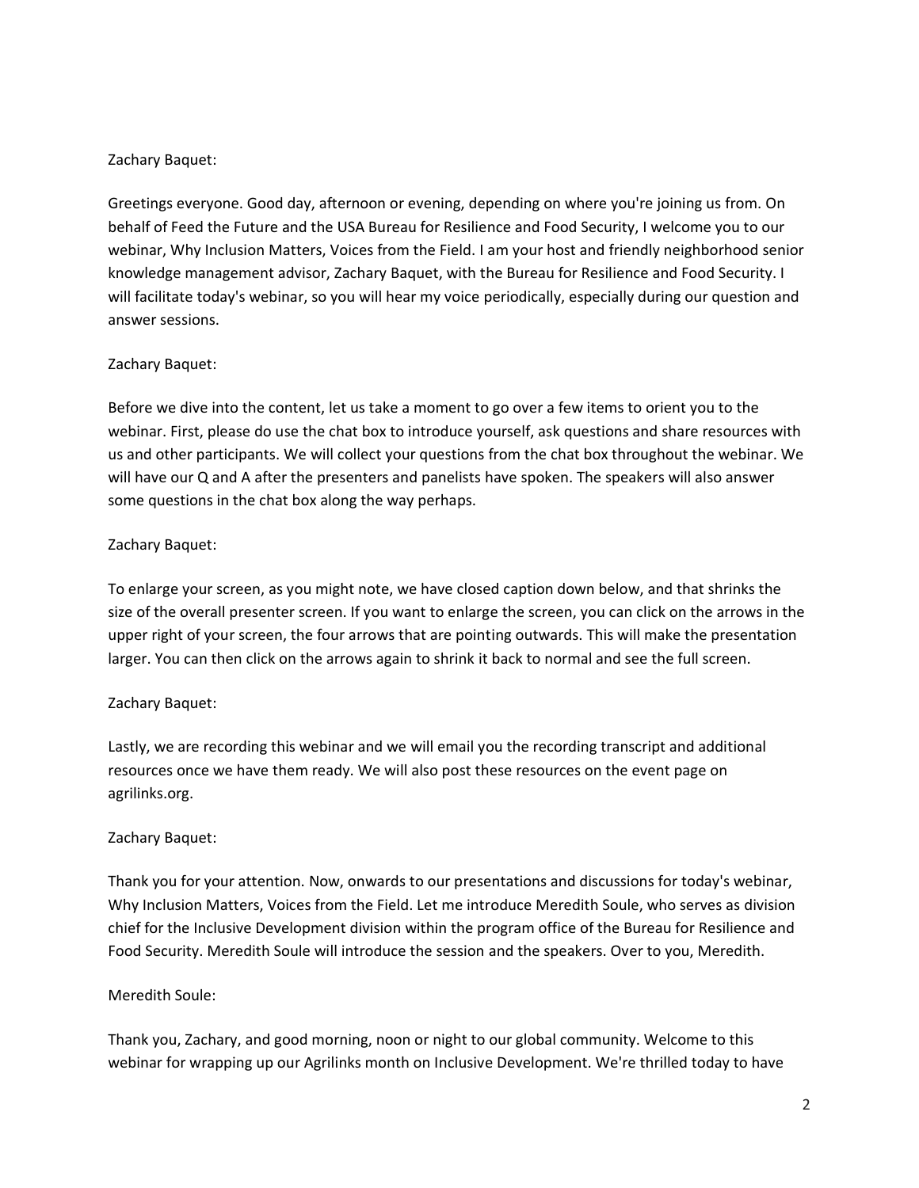Zachary Baquet:

Greetings everyone. Good day, afternoon or evening, depending on where you're joining us from. On behalf of Feed the Future and the USA Bureau for Resilience and Food Security, I welcome you to our webinar, Why Inclusion Matters, Voices from the Field. I am your host and friendly neighborhood senior knowledge management advisor, Zachary Baquet, with the Bureau for Resilience and Food Security. I will facilitate today's webinar, so you will hear my voice periodically, especially during our question and answer sessions.

Zachary Baquet:

Before we dive into the content, let us take a moment to go over a few items to orient you to the webinar. First, please do use the chat box to introduce yourself, ask questions and share resources with us and other participants. We will collect your questions from the chat box throughout the webinar. We will have our Q and A after the presenters and panelists have spoken. The speakers will also answer some questions in the chat box along the way perhaps.

Zachary Baquet:

To enlarge your screen, as you might note, we have closed caption down below, and that shrinks the size of the overall presenter screen. If you want to enlarge the screen, you can click on the arrows in the upper right of your screen, the four arrows that are pointing outwards. This will make the presentation larger. You can then click on the arrows again to shrink it back to normal and see the full screen.

Zachary Baquet:

Lastly, we are recording this webinar and we will email you the recording transcript and additional resources once we have them ready. We will also post these resources on the event page on agrilinks.org.

Zachary Baquet:

Thank you for your attention. Now, onwards to our presentations and discussions for today's webinar, Why Inclusion Matters, Voices from the Field. Let me introduce Meredith Soule, who serves as division chief for the Inclusive Development division within the program office of the Bureau for Resilience and Food Security. Meredith Soule will introduce the session and the speakers. Over to you, Meredith.

Meredith Soule:

Thank you, Zachary, and good morning, noon or night to our global community. Welcome to this webinar for wrapping up our Agrilinks month on Inclusive Development. We're thrilled today to have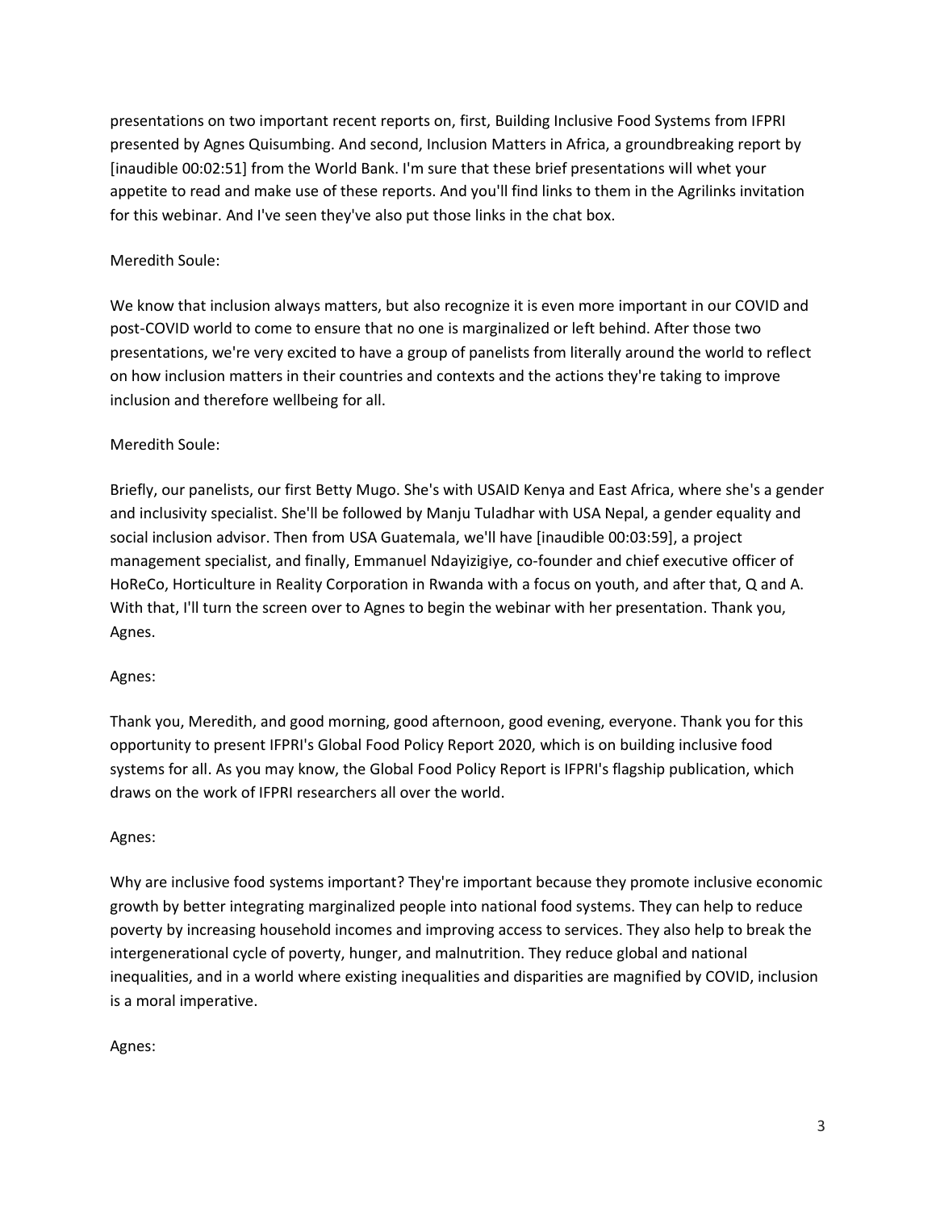presentations on two important recent reports on, first, Building Inclusive Food Systems from IFPRI presented by Agnes Quisumbing. And second, Inclusion Matters in Africa, a groundbreaking report by [inaudible 00:02:51] from the World Bank. I'm sure that these brief presentations will whet your appetite to read and make use of these reports. And you'll find links to them in the Agrilinks invitation for this webinar. And I've seen they've also put those links in the chat box.

Meredith Soule:

We know that inclusion always matters, but also recognize it is even more important in our COVID and post-COVID world to come to ensure that no one is marginalized or left behind. After those two presentations, we're very excited to have a group of panelists from literally around the world to reflect on how inclusion matters in their countries and contexts and the actions they're taking to improve inclusion and therefore wellbeing for all.

Meredith Soule:

Briefly, our panelists, our first Betty Mugo. She's with USAID Kenya and East Africa, where she's a gender and inclusivity specialist. She'll be followed by Manju Tuladhar with USA Nepal, a gender equality and social inclusion advisor. Then from USA Guatemala, we'll have [inaudible 00:03:59], a project management specialist, and finally, Emmanuel Ndayizigiye, co-founder and chief executive officer of HoReCo, Horticulture in Reality Corporation in Rwanda with a focus on youth, and after that, Q and A. With that, I'll turn the screen over to Agnes to begin the webinar with her presentation. Thank you, Agnes.

Agnes:

Thank you, Meredith, and good morning, good afternoon, good evening, everyone. Thank you for this opportunity to present IFPRI's Global Food Policy Report 2020, which is on building inclusive food systems for all. As you may know, the Global Food Policy Report is IFPRI's flagship publication, which draws on the work of IFPRI researchers all over the world.

Agnes:

Why are inclusive food systems important? They're important because they promote inclusive economic growth by better integrating marginalized people into national food systems. They can help to reduce poverty by increasing household incomes and improving access to services. They also help to break the intergenerational cycle of poverty, hunger, and malnutrition. They reduce global and national inequalities, and in a world where existing inequalities and disparities are magnified by COVID, inclusion is a moral imperative.

Agnes: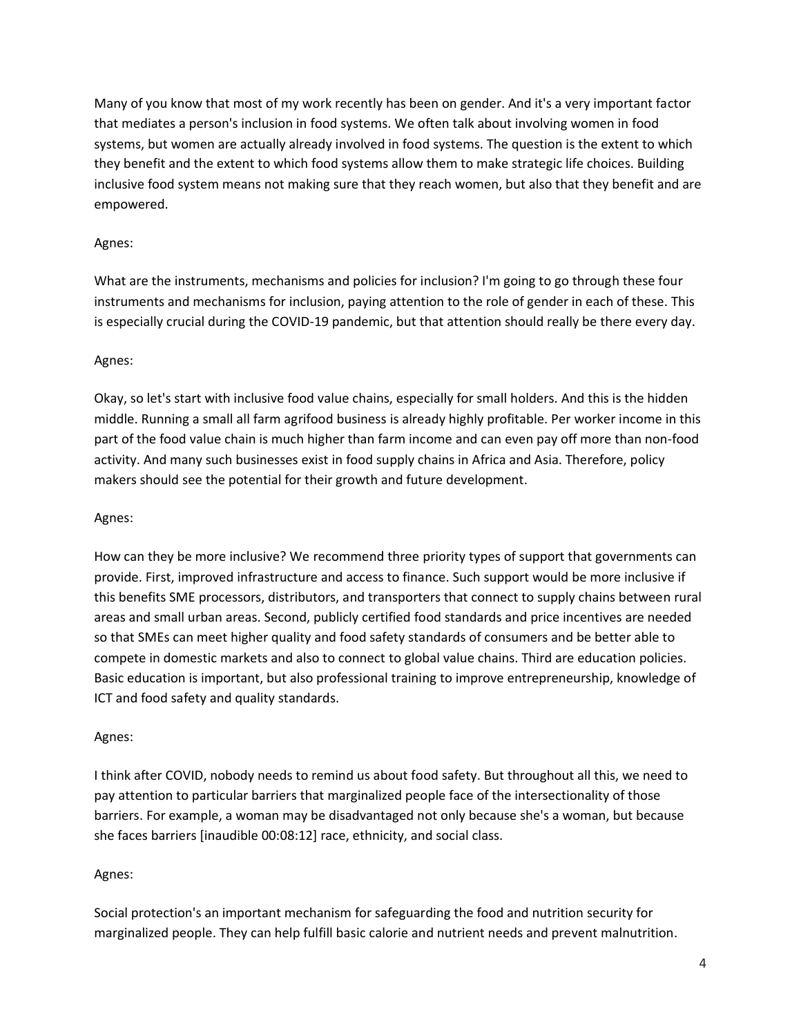Many of you know that most of my work recently has been on gender. And it's a very important factor that mediates a person's inclusion in food systems. We often talk about involving women in food systems, but women are actually already involved in food systems. The question is the extent to which they benefit and the extent to which food systems allow them to make strategic life choices. Building inclusive food system means not making sure that they reach women, but also that they benefit and are empowered.

Agnes:

What are the instruments, mechanisms and policies for inclusion? I'm going to go through these four instruments and mechanisms for inclusion, paying attention to the role of gender in each of these. This is especially crucial during the COVID-19 pandemic, but that attention should really be there every day.

Agnes:

Okay, so let's start with inclusive food value chains, especially for small holders. And this is the hidden middle. Running a small all farm agrifood business is already highly profitable. Per worker income in this part of the food value chain is much higher than farm income and can even pay off more than non-food activity. And many such businesses exist in food supply chains in Africa and Asia. Therefore, policy makers should see the potential for their growth and future development.

Agnes:

How can they be more inclusive? We recommend three priority types of support that governments can provide. First, improved infrastructure and access to finance. Such support would be more inclusive if this benefits SME processors, distributors, and transporters that connect to supply chains between rural areas and small urban areas. Second, publicly certified food standards and price incentives are needed so that SMEs can meet higher quality and food safety standards of consumers and be better able to compete in domestic markets and also to connect to global value chains. Third are education policies. Basic education is important, but also professional training to improve entrepreneurship, knowledge of ICT and food safety and quality standards.

Agnes:

I think after COVID, nobody needs to remind us about food safety. But throughout all this, we need to pay attention to particular barriers that marginalized people face of the intersectionality of those barriers. For example, a woman may be disadvantaged not only because she's a woman, but because she faces barriers [inaudible 00:08:12] race, ethnicity, and social class.

Agnes:

Social protection's an important mechanism for safeguarding the food and nutrition security for marginalized people. They can help fulfill basic calorie and nutrient needs and prevent malnutrition.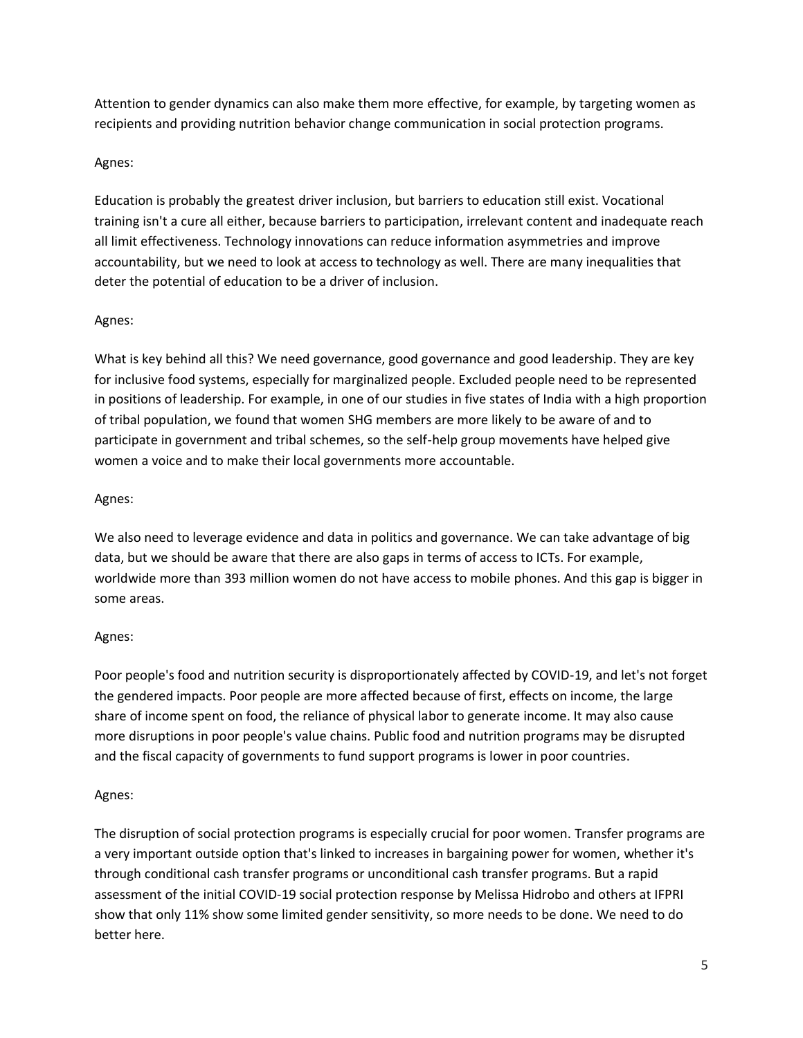Attention to gender dynamics can also make them more effective, for example, by targeting women as recipients and providing nutrition behavior change communication in social protection programs.

Agnes:

Education is probably the greatest driver inclusion, but barriers to education still exist. Vocational training isn't a cure all either, because barriers to participation, irrelevant content and inadequate reach all limit effectiveness. Technology innovations can reduce information asymmetries and improve accountability, but we need to look at access to technology as well. There are many inequalities that deter the potential of education to be a driver of inclusion.

Agnes:

What is key behind all this? We need governance, good governance and good leadership. They are key for inclusive food systems, especially for marginalized people. Excluded people need to be represented in positions of leadership. For example, in one of our studies in five states of India with a high proportion of tribal population, we found that women SHG members are more likely to be aware of and to participate in government and tribal schemes, so the self-help group movements have helped give women a voice and to make their local governments more accountable.

Agnes:

We also need to leverage evidence and data in politics and governance. We can take advantage of big data, but we should be aware that there are also gaps in terms of access to ICTs. For example, worldwide more than 393 million women do not have access to mobile phones. And this gap is bigger in some areas.

Agnes:

Poor people's food and nutrition security is disproportionately affected by COVID-19, and let's not forget the gendered impacts. Poor people are more affected because of first, effects on income, the large share of income spent on food, the reliance of physical labor to generate income. It may also cause more disruptions in poor people's value chains. Public food and nutrition programs may be disrupted and the fiscal capacity of governments to fund support programs is lower in poor countries.

Agnes:

The disruption of social protection programs is especially crucial for poor women. Transfer programs are a very important outside option that's linked to increases in bargaining power for women, whether it's through conditional cash transfer programs or unconditional cash transfer programs. But a rapid assessment of the initial COVID-19 social protection response by Melissa Hidrobo and others at IFPRI show that only 11% show some limited gender sensitivity, so more needs to be done. We need to do better here.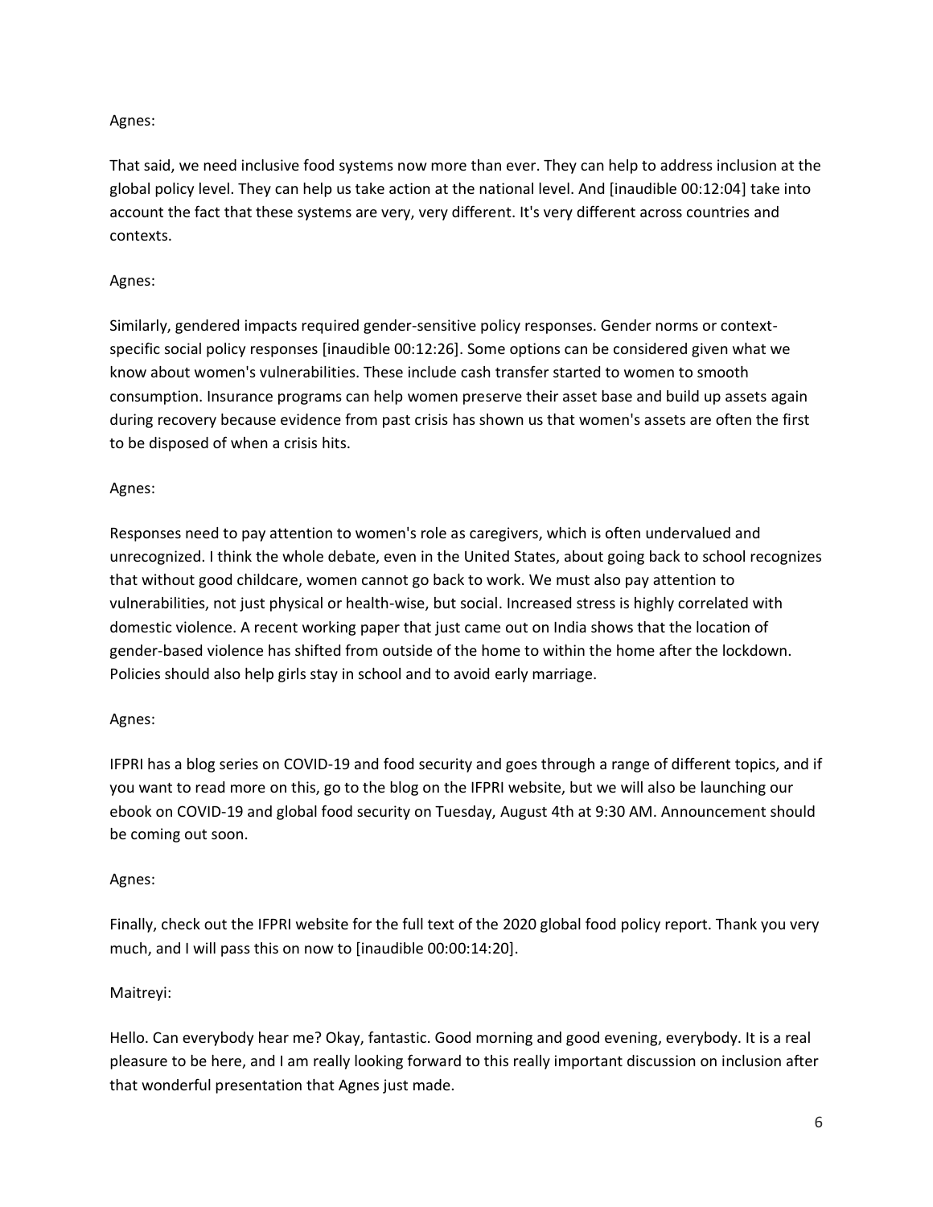Agnes:

That said, we need inclusive food systems now more than ever. They can help to address inclusion at the global policy level. They can help us take action at the national level. And [inaudible 00:12:04] take into account the fact that these systems are very, very different. It's very different across countries and contexts.

Agnes:

Similarly, gendered impacts required gender-sensitive policy responses. Gender norms or context-specific social policy responses [inaudible 00:12:26]. Some options can be considered given what we know about women's vulnerabilities. These include cash transfer started to women to smooth consumption. Insurance programs can help women preserve their asset base and build up assets again during recovery because evidence from past crisis has shown us that women's assets are often the first to be disposed of when a crisis hits.

Agnes:

Responses need to pay attention to women's role as caregivers, which is often undervalued and unrecognized. I think the whole debate, even in the United States, about going back to school recognizes that without good childcare, women cannot go back to work. We must also pay attention to vulnerabilities, not just physical or health-wise, but social. Increased stress is highly correlated with domestic violence. A recent working paper that just came out on India shows that the location of gender-based violence has shifted from outside of the home to within the home after the lockdown. Policies should also help girls stay in school and to avoid early marriage.

Agnes:

IFPRI has a blog series on COVID-19 and food security and goes through a range of different topics, and if you want to read more on this, go to the blog on the IFPRI website, but we will also be launching our ebook on COVID-19 and global food security on Tuesday, August 4th at 9:30 AM. Announcement should be coming out soon.

Agnes:

Finally, check out the IFPRI website for the full text of the 2020 global food policy report. Thank you very much, and I will pass this on now to [inaudible 00:00:14:20].

Maitreyi:

Hello. Can everybody hear me? Okay, fantastic. Good morning and good evening, everybody. It is a real pleasure to be here, and I am really looking forward to this really important discussion on inclusion after that wonderful presentation that Agnes just made.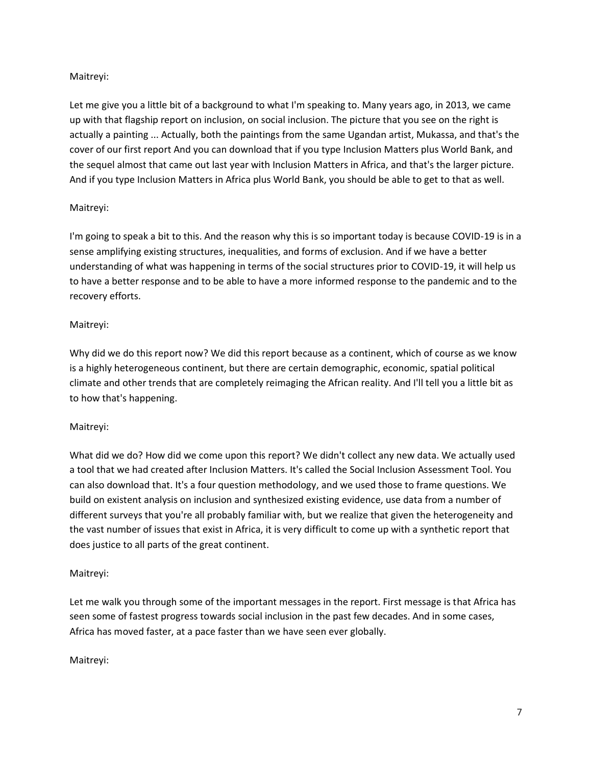Maitreyi:

Let me give you a little bit of a background to what I'm speaking to. Many years ago, in 2013, we came up with that flagship report on inclusion, on social inclusion. The picture that you see on the right is actually a painting ... Actually, both the paintings from the same Ugandan artist, Mukassa, and that's the cover of our first report And you can download that if you type Inclusion Matters plus World Bank, and the sequel almost that came out last year with Inclusion Matters in Africa, and that's the larger picture. And if you type Inclusion Matters in Africa plus World Bank, you should be able to get to that as well.

Maitreyi:

I'm going to speak a bit to this. And the reason why this is so important today is because COVID-19 is in a sense amplifying existing structures, inequalities, and forms of exclusion. And if we have a better understanding of what was happening in terms of the social structures prior to COVID-19, it will help us to have a better response and to be able to have a more informed response to the pandemic and to the recovery efforts.

Maitreyi:

Why did we do this report now? We did this report because as a continent, which of course as we know is a highly heterogeneous continent, but there are certain demographic, economic, spatial political climate and other trends that are completely reimaging the African reality. And I'll tell you a little bit as to how that's happening.

Maitreyi:

What did we do? How did we come upon this report? We didn't collect any new data. We actually used a tool that we had created after Inclusion Matters. It's called the Social Inclusion Assessment Tool. You can also download that. It's a four question methodology, and we used those to frame questions. We build on existent analysis on inclusion and synthesized existing evidence, use data from a number of different surveys that you're all probably familiar with, but we realize that given the heterogeneity and the vast number of issues that exist in Africa, it is very difficult to come up with a synthetic report that does justice to all parts of the great continent.

Maitreyi:

Let me walk you through some of the important messages in the report. First message is that Africa has seen some of fastest progress towards social inclusion in the past few decades. And in some cases, Africa has moved faster, at a pace faster than we have seen ever globally.

Maitreyi: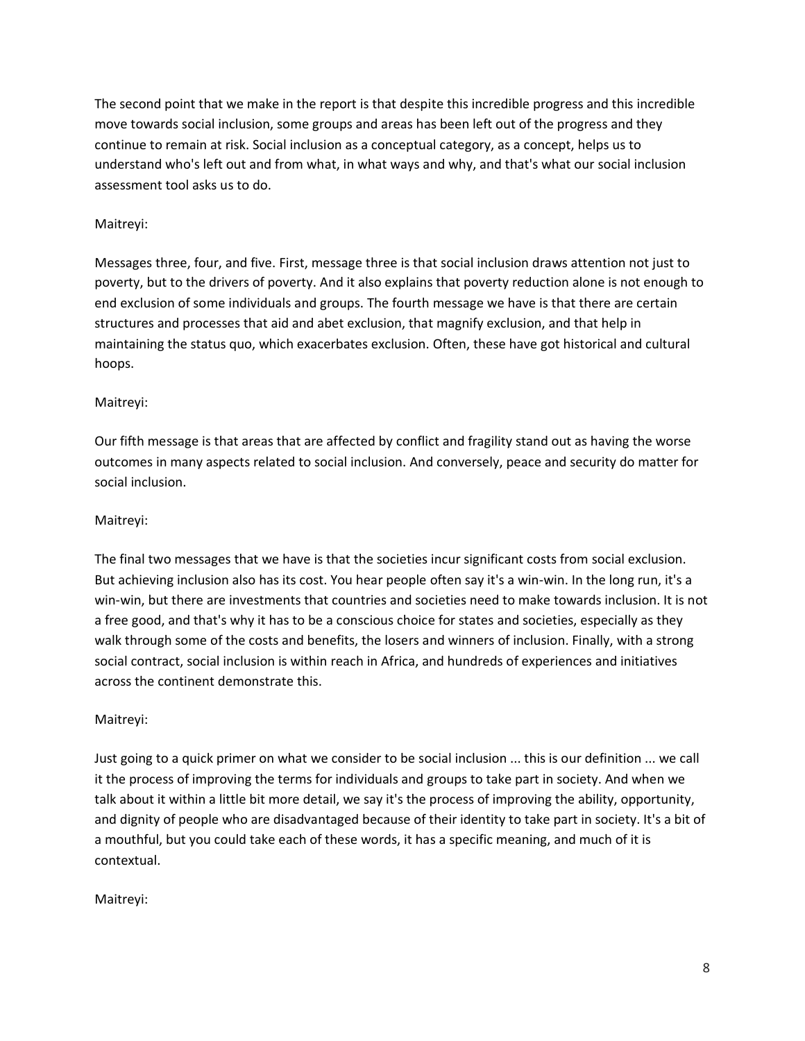The second point that we make in the report is that despite this incredible progress and this incredible move towards social inclusion, some groups and areas has been left out of the progress and they continue to remain at risk. Social inclusion as a conceptual category, as a concept, helps us to understand who's left out and from what, in what ways and why, and that's what our social inclusion assessment tool asks us to do.

Maitreyi:

Messages three, four, and five. First, message three is that social inclusion draws attention not just to poverty, but to the drivers of poverty. And it also explains that poverty reduction alone is not enough to end exclusion of some individuals and groups. The fourth message we have is that there are certain structures and processes that aid and abet exclusion, that magnify exclusion, and that help in maintaining the status quo, which exacerbates exclusion. Often, these have got historical and cultural hoops.

Maitreyi:

Our fifth message is that areas that are affected by conflict and fragility stand out as having the worse outcomes in many aspects related to social inclusion. And conversely, peace and security do matter for social inclusion.

Maitreyi:

The final two messages that we have is that the societies incur significant costs from social exclusion. But achieving inclusion also has its cost. You hear people often say it's a win-win. In the long run, it's a win-win, but there are investments that countries and societies need to make towards inclusion. It is not a free good, and that's why it has to be a conscious choice for states and societies, especially as they walk through some of the costs and benefits, the losers and winners of inclusion. Finally, with a strong social contract, social inclusion is within reach in Africa, and hundreds of experiences and initiatives across the continent demonstrate this.

Maitreyi:

Just going to a quick primer on what we consider to be social inclusion ... this is our definition ... we call it the process of improving the terms for individuals and groups to take part in society. And when we talk about it within a little bit more detail, we say it's the process of improving the ability, opportunity, and dignity of people who are disadvantaged because of their identity to take part in society. It's a bit of a mouthful, but you could take each of these words, it has a specific meaning, and much of it is contextual.

Maitreyi: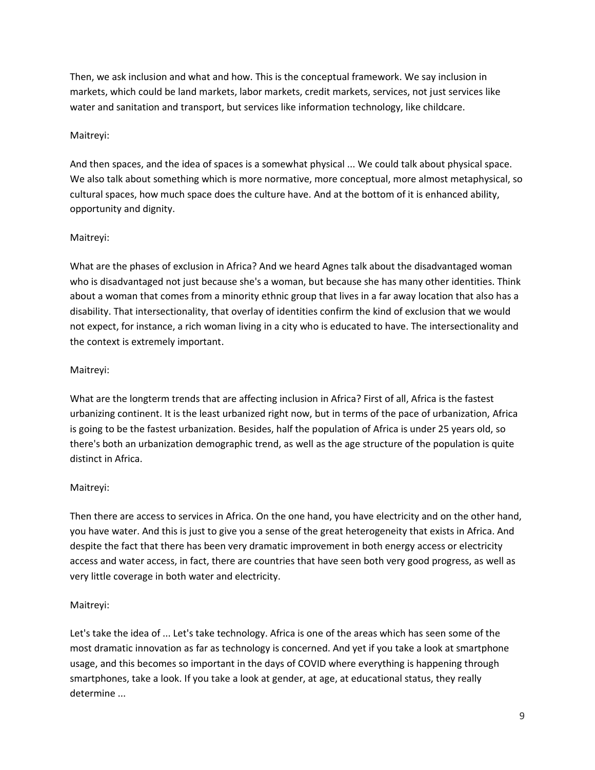Then, we ask inclusion and what and how. This is the conceptual framework. We say inclusion in markets, which could be land markets, labor markets, credit markets, services, not just services like water and sanitation and transport, but services like information technology, like childcare.

Maitreyi:

And then spaces, and the idea of spaces is a somewhat physical ... We could talk about physical space. We also talk about something which is more normative, more conceptual, more almost metaphysical, so cultural spaces, how much space does the culture have. And at the bottom of it is enhanced ability, opportunity and dignity.

Maitreyi:

What are the phases of exclusion in Africa? And we heard Agnes talk about the disadvantaged woman who is disadvantaged not just because she's a woman, but because she has many other identities. Think about a woman that comes from a minority ethnic group that lives in a far away location that also has a disability. That intersectionality, that overlay of identities confirm the kind of exclusion that we would not expect, for instance, a rich woman living in a city who is educated to have. The intersectionality and the context is extremely important.

Maitreyi:

What are the longterm trends that are affecting inclusion in Africa? First of all, Africa is the fastest urbanizing continent. It is the least urbanized right now, but in terms of the pace of urbanization, Africa is going to be the fastest urbanization. Besides, half the population of Africa is under 25 years old, so there's both an urbanization demographic trend, as well as the age structure of the population is quite distinct in Africa.

Maitreyi:

Then there are access to services in Africa. On the one hand, you have electricity and on the other hand, you have water. And this is just to give you a sense of the great heterogeneity that exists in Africa. And despite the fact that there has been very dramatic improvement in both energy access or electricity access and water access, in fact, there are countries that have seen both very good progress, as well as very little coverage in both water and electricity.

Maitreyi:

Let's take the idea of ... Let's take technology. Africa is one of the areas which has seen some of the most dramatic innovation as far as technology is concerned. And yet if you take a look at smartphone usage, and this becomes so important in the days of COVID where everything is happening through smartphones, take a look. If you take a look at gender, at age, at educational status, they really determine ...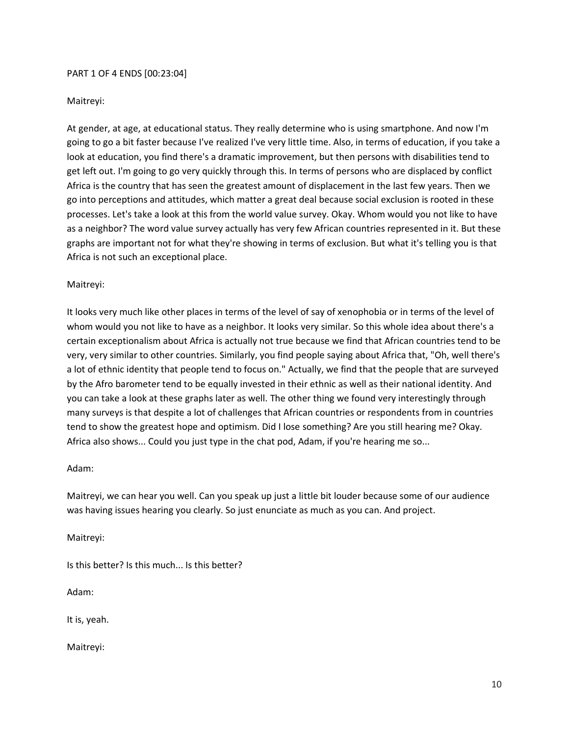PART 1 OF 4 ENDS [00:23:04]

Maitreyi:

At gender, at age, at educational status. They really determine who is using smartphone. And now I'm going to go a bit faster because I've realized I've very little time. Also, in terms of education, if you take a look at education, you find there's a dramatic improvement, but then persons with disabilities tend to get left out. I'm going to go very quickly through this. In terms of persons who are displaced by conflict Africa is the country that has seen the greatest amount of displacement in the last few years. Then we go into perceptions and attitudes, which matter a great deal because social exclusion is rooted in these processes. Let's take a look at this from the world value survey. Okay. Whom would you not like to have as a neighbor? The word value survey actually has very few African countries represented in it. But these graphs are important not for what they're showing in terms of exclusion. But what it's telling you is that Africa is not such an exceptional place.

Maitreyi:

It looks very much like other places in terms of the level of say of xenophobia or in terms of the level of whom would you not like to have as a neighbor. It looks very similar. So this whole idea about there's a certain exceptionalism about Africa is actually not true because we find that African countries tend to be very, very similar to other countries. Similarly, you find people saying about Africa that, "Oh, well there's a lot of ethnic identity that people tend to focus on." Actually, we find that the people that are surveyed by the Afro barometer tend to be equally invested in their ethnic as well as their national identity. And you can take a look at these graphs later as well. The other thing we found very interestingly through many surveys is that despite a lot of challenges that African countries or respondents from in countries tend to show the greatest hope and optimism. Did I lose something? Are you still hearing me? Okay. Africa also shows... Could you just type in the chat pod, Adam, if you're hearing me so...

Adam:

Maitreyi, we can hear you well. Can you speak up just a little bit louder because some of our audience was having issues hearing you clearly. So just enunciate as much as you can. And project.

Maitreyi:

Is this better? Is this much... Is this better?

Adam:

It is, yeah.

Maitreyi: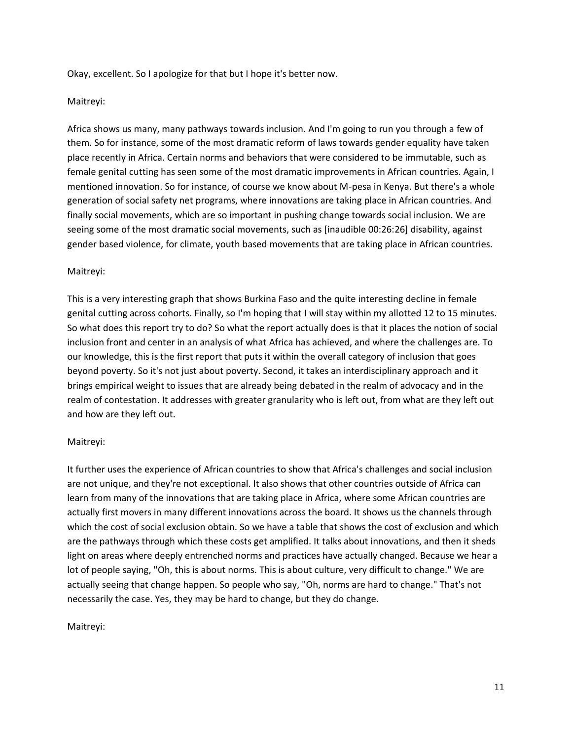Okay, excellent. So I apologize for that but I hope it's better now.

Maitreyi:

Africa shows us many, many pathways towards inclusion. And I'm going to run you through a few of them. So for instance, some of the most dramatic reform of laws towards gender equality have taken place recently in Africa. Certain norms and behaviors that were considered to be immutable, such as female genital cutting has seen some of the most dramatic improvements in African countries. Again, I mentioned innovation. So for instance, of course we know about M-pesa in Kenya. But there's a whole generation of social safety net programs, where innovations are taking place in African countries. And finally social movements, which are so important in pushing change towards social inclusion. We are seeing some of the most dramatic social movements, such as [inaudible 00:26:26] disability, against gender based violence, for climate, youth based movements that are taking place in African countries.

Maitreyi:

This is a very interesting graph that shows Burkina Faso and the quite interesting decline in female genital cutting across cohorts. Finally, so I'm hoping that I will stay within my allotted 12 to 15 minutes. So what does this report try to do? So what the report actually does is that it places the notion of social inclusion front and center in an analysis of what Africa has achieved, and where the challenges are. To our knowledge, this is the first report that puts it within the overall category of inclusion that goes beyond poverty. So it's not just about poverty. Second, it takes an interdisciplinary approach and it brings empirical weight to issues that are already being debated in the realm of advocacy and in the realm of contestation. It addresses with greater granularity who is left out, from what are they left out and how are they left out.

Maitreyi:

It further uses the experience of African countries to show that Africa's challenges and social inclusion are not unique, and they're not exceptional. It also shows that other countries outside of Africa can learn from many of the innovations that are taking place in Africa, where some African countries are actually first movers in many different innovations across the board. It shows us the channels through which the cost of social exclusion obtain. So we have a table that shows the cost of exclusion and which are the pathways through which these costs get amplified. It talks about innovations, and then it sheds light on areas where deeply entrenched norms and practices have actually changed. Because we hear a lot of people saying, "Oh, this is about norms. This is about culture, very difficult to change." We are actually seeing that change happen. So people who say, "Oh, norms are hard to change." That's not necessarily the case. Yes, they may be hard to change, but they do change.

Maitreyi: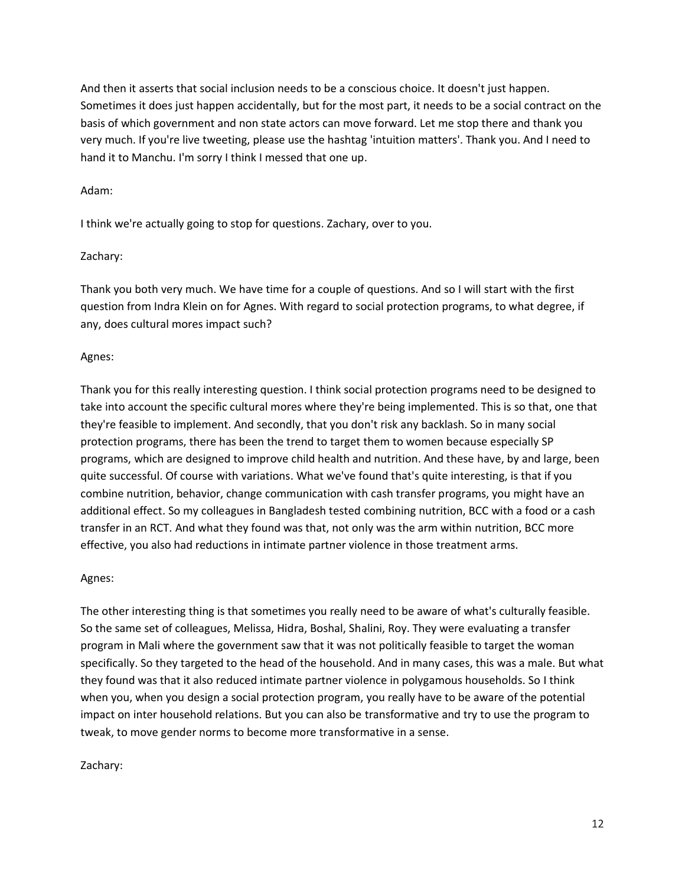And then it asserts that social inclusion needs to be a conscious choice. It doesn't just happen. Sometimes it does just happen accidentally, but for the most part, it needs to be a social contract on the basis of which government and non state actors can move forward. Let me stop there and thank you very much. If you're live tweeting, please use the hashtag 'intuition matters'. Thank you. And I need to hand it to Manchu. I'm sorry I think I messed that one up.

Adam:

I think we're actually going to stop for questions. Zachary, over to you.

Zachary:

Thank you both very much. We have time for a couple of questions. And so I will start with the first question from Indra Klein on for Agnes. With regard to social protection programs, to what degree, if any, does cultural mores impact such?

Agnes:

Thank you for this really interesting question. I think social protection programs need to be designed to take into account the specific cultural mores where they're being implemented. This is so that, one that they're feasible to implement. And secondly, that you don't risk any backlash. So in many social protection programs, there has been the trend to target them to women because especially SP programs, which are designed to improve child health and nutrition. And these have, by and large, been quite successful. Of course with variations. What we've found that's quite interesting, is that if you combine nutrition, behavior, change communication with cash transfer programs, you might have an additional effect. So my colleagues in Bangladesh tested combining nutrition, BCC with a food or a cash transfer in an RCT. And what they found was that, not only was the arm within nutrition, BCC more effective, you also had reductions in intimate partner violence in those treatment arms.

Agnes:

The other interesting thing is that sometimes you really need to be aware of what's culturally feasible. So the same set of colleagues, Melissa, Hidra, Boshal, Shalini, Roy. They were evaluating a transfer program in Mali where the government saw that it was not politically feasible to target the woman specifically. So they targeted to the head of the household. And in many cases, this was a male. But what they found was that it also reduced intimate partner violence in polygamous households. So I think when you, when you design a social protection program, you really have to be aware of the potential impact on inter household relations. But you can also be transformative and try to use the program to tweak, to move gender norms to become more transformative in a sense.

Zachary: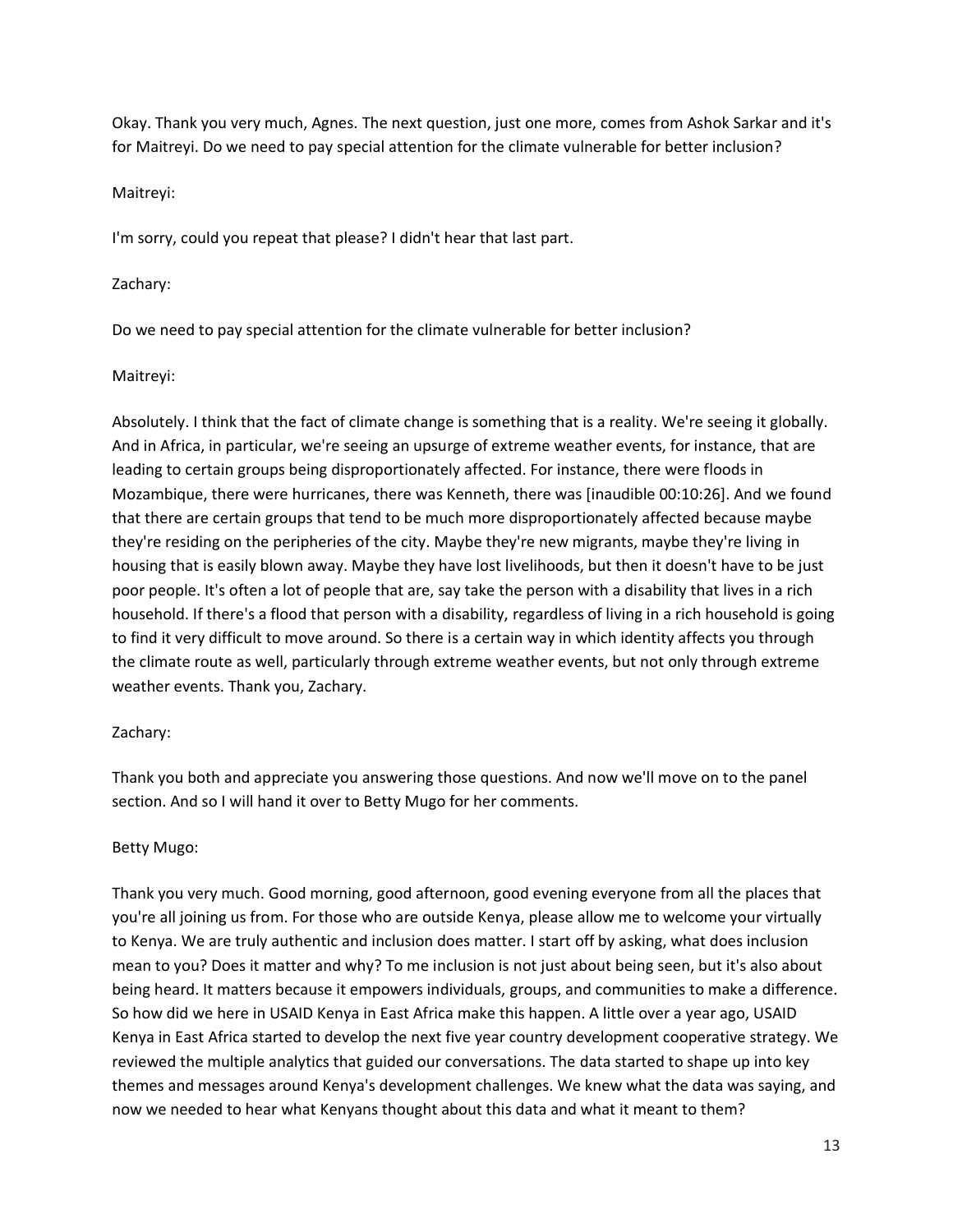Okay. Thank you very much, Agnes. The next question, just one more, comes from Ashok Sarkar and it's for Maitreyi. Do we need to pay special attention for the climate vulnerable for better inclusion?

Maitreyi:

I'm sorry, could you repeat that please? I didn't hear that last part.

Zachary:

Do we need to pay special attention for the climate vulnerable for better inclusion?

Maitreyi:

Absolutely. I think that the fact of climate change is something that is a reality. We're seeing it globally. And in Africa, in particular, we're seeing an upsurge of extreme weather events, for instance, that are leading to certain groups being disproportionately affected. For instance, there were floods in Mozambique, there were hurricanes, there was Kenneth, there was [inaudible 00:10:26]. And we found that there are certain groups that tend to be much more disproportionately affected because maybe they're residing on the peripheries of the city. Maybe they're new migrants, maybe they're living in housing that is easily blown away. Maybe they have lost livelihoods, but then it doesn't have to be just poor people. It's often a lot of people that are, say take the person with a disability that lives in a rich household. If there's a flood that person with a disability, regardless of living in a rich household is going to find it very difficult to move around. So there is a certain way in which identity affects you through the climate route as well, particularly through extreme weather events, but not only through extreme weather events. Thank you, Zachary.

Zachary:

Thank you both and appreciate you answering those questions. And now we'll move on to the panel section. And so I will hand it over to Betty Mugo for her comments.

Betty Mugo:

Thank you very much. Good morning, good afternoon, good evening everyone from all the places that you're all joining us from. For those who are outside Kenya, please allow me to welcome your virtually to Kenya. We are truly authentic and inclusion does matter. I start off by asking, what does inclusion mean to you? Does it matter and why? To me inclusion is not just about being seen, but it's also about being heard. It matters because it empowers individuals, groups, and communities to make a difference. So how did we here in USAID Kenya in East Africa make this happen. A little over a year ago, USAID Kenya in East Africa started to develop the next five year country development cooperative strategy. We reviewed the multiple analytics that guided our conversations. The data started to shape up into key themes and messages around Kenya's development challenges. We knew what the data was saying, and now we needed to hear what Kenyans thought about this data and what it meant to them?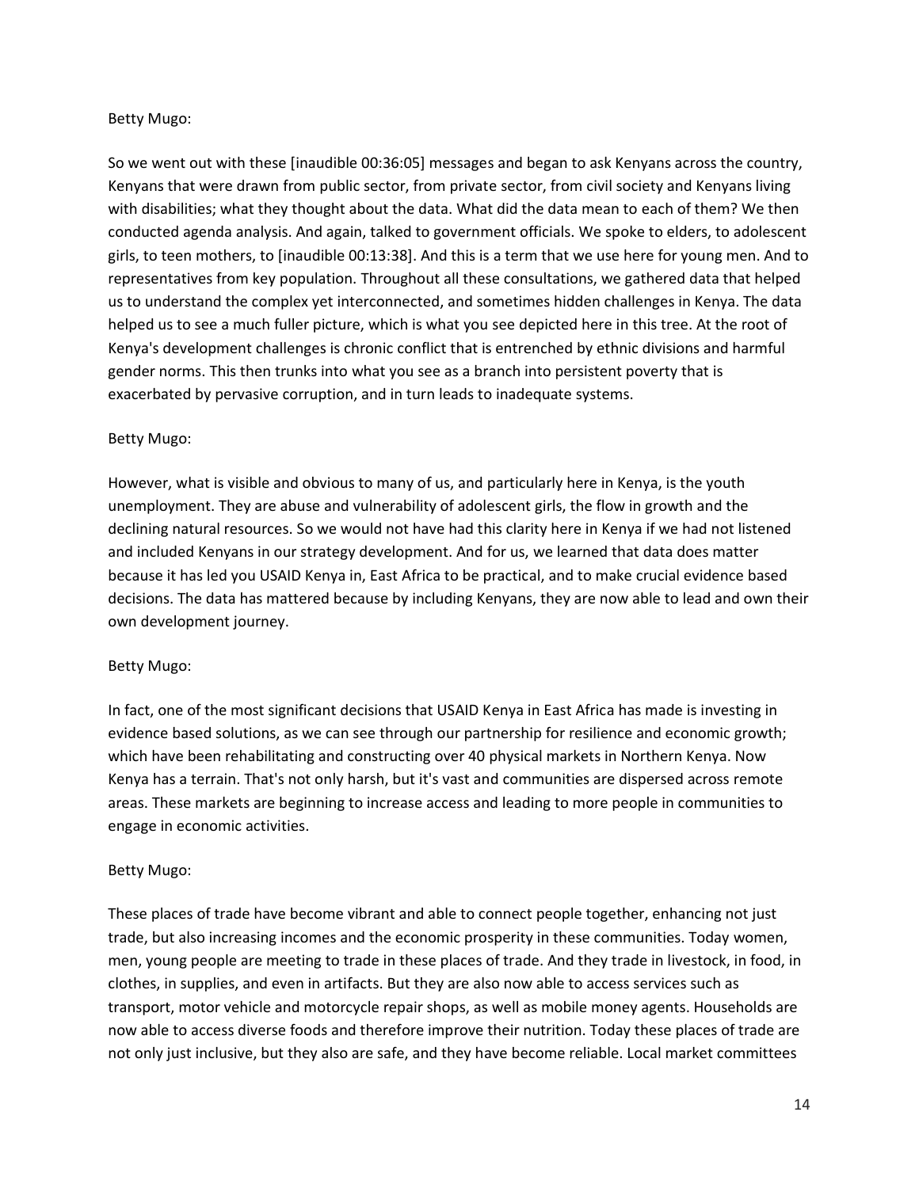Betty Mugo:

So we went out with these [inaudible 00:36:05] messages and began to ask Kenyans across the country, Kenyans that were drawn from public sector, from private sector, from civil society and Kenyans living with disabilities; what they thought about the data. What did the data mean to each of them? We then conducted agenda analysis. And again, talked to government officials. We spoke to elders, to adolescent girls, to teen mothers, to [inaudible 00:13:38]. And this is a term that we use here for young men. And to representatives from key population. Throughout all these consultations, we gathered data that helped us to understand the complex yet interconnected, and sometimes hidden challenges in Kenya. The data helped us to see a much fuller picture, which is what you see depicted here in this tree. At the root of Kenya's development challenges is chronic conflict that is entrenched by ethnic divisions and harmful gender norms. This then trunks into what you see as a branch into persistent poverty that is exacerbated by pervasive corruption, and in turn leads to inadequate systems.

Betty Mugo:

However, what is visible and obvious to many of us, and particularly here in Kenya, is the youth unemployment. They are abuse and vulnerability of adolescent girls, the flow in growth and the declining natural resources. So we would not have had this clarity here in Kenya if we had not listened and included Kenyans in our strategy development. And for us, we learned that data does matter because it has led you USAID Kenya in, East Africa to be practical, and to make crucial evidence based decisions. The data has mattered because by including Kenyans, they are now able to lead and own their own development journey.

Betty Mugo:

In fact, one of the most significant decisions that USAID Kenya in East Africa has made is investing in evidence based solutions, as we can see through our partnership for resilience and economic growth; which have been rehabilitating and constructing over 40 physical markets in Northern Kenya. Now Kenya has a terrain. That's not only harsh, but it's vast and communities are dispersed across remote areas. These markets are beginning to increase access and leading to more people in communities to engage in economic activities.

Betty Mugo:

These places of trade have become vibrant and able to connect people together, enhancing not just trade, but also increasing incomes and the economic prosperity in these communities. Today women, men, young people are meeting to trade in these places of trade. And they trade in livestock, in food, in clothes, in supplies, and even in artifacts. But they are also now able to access services such as transport, motor vehicle and motorcycle repair shops, as well as mobile money agents. Households are now able to access diverse foods and therefore improve their nutrition. Today these places of trade are not only just inclusive, but they also are safe, and they have become reliable. Local market committees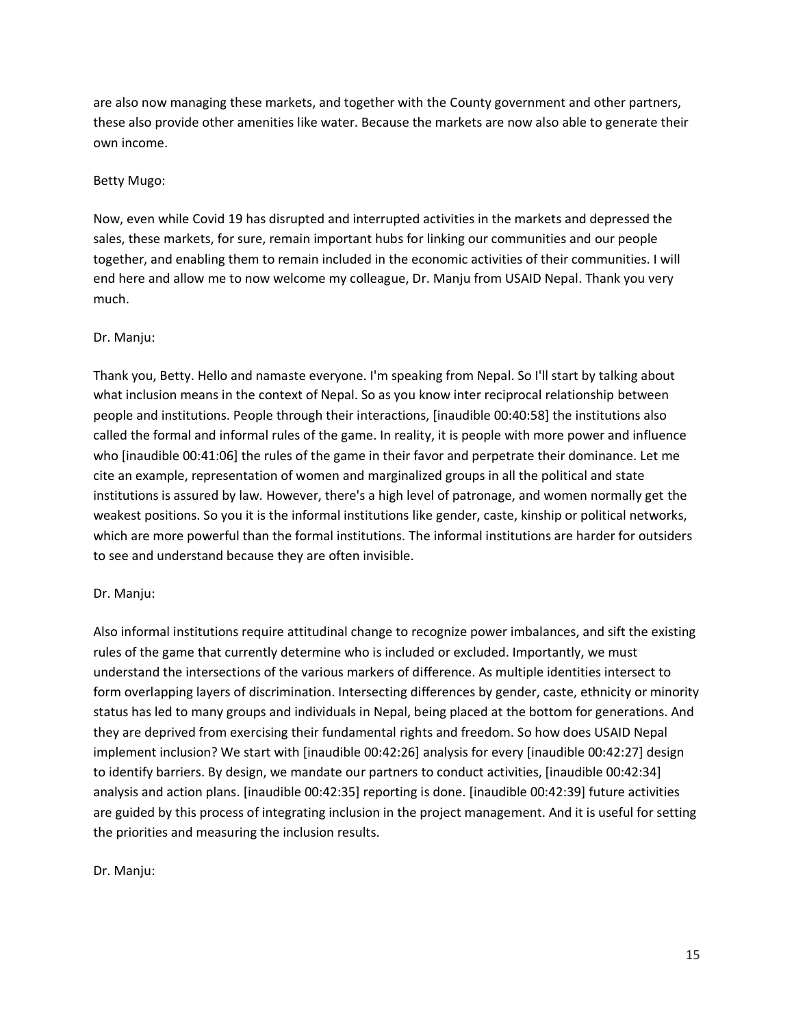are also now managing these markets, and together with the County government and other partners, these also provide other amenities like water. Because the markets are now also able to generate their own income.

Betty Mugo:

Now, even while Covid 19 has disrupted and interrupted activities in the markets and depressed the sales, these markets, for sure, remain important hubs for linking our communities and our people together, and enabling them to remain included in the economic activities of their communities. I will end here and allow me to now welcome my colleague, Dr. Manju from USAID Nepal. Thank you very much.

Dr. Manju:

Thank you, Betty. Hello and namaste everyone. I'm speaking from Nepal. So I'll start by talking about what inclusion means in the context of Nepal. So as you know inter reciprocal relationship between people and institutions. People through their interactions, [inaudible 00:40:58] the institutions also called the formal and informal rules of the game. In reality, it is people with more power and influence who [inaudible 00:41:06] the rules of the game in their favor and perpetrate their dominance. Let me cite an example, representation of women and marginalized groups in all the political and state institutions is assured by law. However, there's a high level of patronage, and women normally get the weakest positions. So you it is the informal institutions like gender, caste, kinship or political networks, which are more powerful than the formal institutions. The informal institutions are harder for outsiders to see and understand because they are often invisible.

Dr. Manju:

Also informal institutions require attitudinal change to recognize power imbalances, and sift the existing rules of the game that currently determine who is included or excluded. Importantly, we must understand the intersections of the various markers of difference. As multiple identities intersect to form overlapping layers of discrimination. Intersecting differences by gender, caste, ethnicity or minority status has led to many groups and individuals in Nepal, being placed at the bottom for generations. And they are deprived from exercising their fundamental rights and freedom. So how does USAID Nepal implement inclusion? We start with [inaudible 00:42:26] analysis for every [inaudible 00:42:27] design to identify barriers. By design, we mandate our partners to conduct activities, [inaudible 00:42:34] analysis and action plans. [inaudible 00:42:35] reporting is done. [inaudible 00:42:39] future activities are guided by this process of integrating inclusion in the project management. And it is useful for setting the priorities and measuring the inclusion results.

Dr. Manju: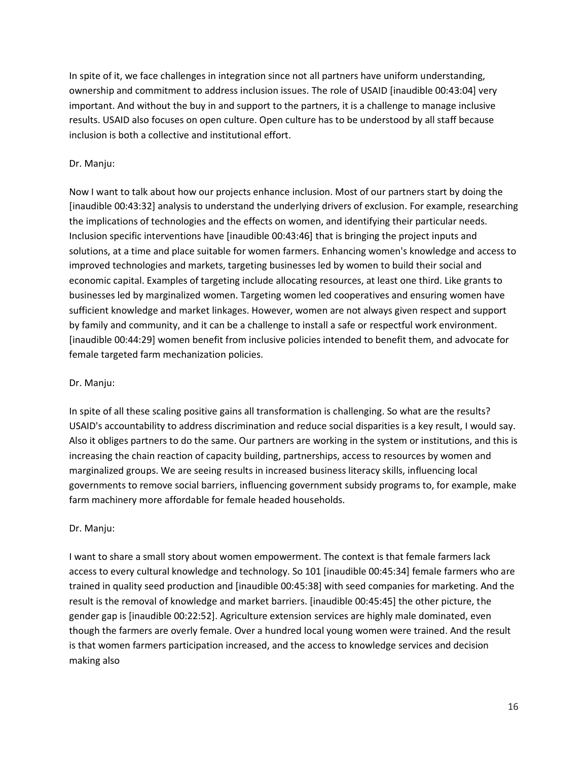In spite of it, we face challenges in integration since not all partners have uniform understanding, ownership and commitment to address inclusion issues. The role of USAID [inaudible 00:43:04] very important. And without the buy in and support to the partners, it is a challenge to manage inclusive results. USAID also focuses on open culture. Open culture has to be understood by all staff because inclusion is both a collective and institutional effort.

Dr. Manju:

Now I want to talk about how our projects enhance inclusion. Most of our partners start by doing the [inaudible 00:43:32] analysis to understand the underlying drivers of exclusion. For example, researching the implications of technologies and the effects on women, and identifying their particular needs. Inclusion specific interventions have [inaudible 00:43:46] that is bringing the project inputs and solutions, at a time and place suitable for women farmers. Enhancing women's knowledge and access to improved technologies and markets, targeting businesses led by women to build their social and economic capital. Examples of targeting include allocating resources, at least one third. Like grants to businesses led by marginalized women. Targeting women led cooperatives and ensuring women have sufficient knowledge and market linkages. However, women are not always given respect and support by family and community, and it can be a challenge to install a safe or respectful work environment. [inaudible 00:44:29] women benefit from inclusive policies intended to benefit them, and advocate for female targeted farm mechanization policies.

Dr. Manju:

In spite of all these scaling positive gains all transformation is challenging. So what are the results? USAID's accountability to address discrimination and reduce social disparities is a key result, I would say. Also it obliges partners to do the same. Our partners are working in the system or institutions, and this is increasing the chain reaction of capacity building, partnerships, access to resources by women and marginalized groups. We are seeing results in increased business literacy skills, influencing local governments to remove social barriers, influencing government subsidy programs to, for example, make farm machinery more affordable for female headed households.

Dr. Manju:

I want to share a small story about women empowerment. The context is that female farmers lack access to every cultural knowledge and technology. So 101 [inaudible 00:45:34] female farmers who are trained in quality seed production and [inaudible 00:45:38] with seed companies for marketing. And the result is the removal of knowledge and market barriers. [inaudible 00:45:45] the other picture, the gender gap is [inaudible 00:22:52]. Agriculture extension services are highly male dominated, even though the farmers are overly female. Over a hundred local young women were trained. And the result is that women farmers participation increased, and the access to knowledge services and decision making also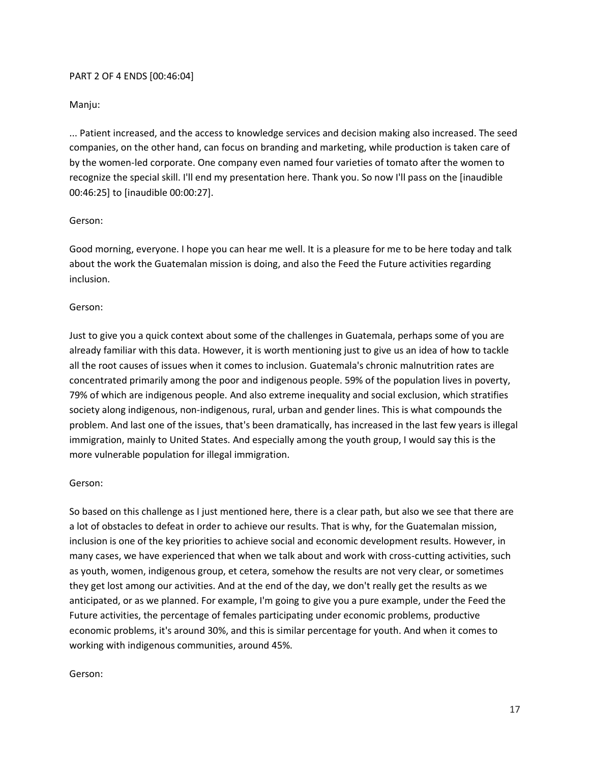PART 2 OF 4 ENDS [00:46:04]

Manju:

... Patient increased, and the access to knowledge services and decision making also increased. The seed companies, on the other hand, can focus on branding and marketing, while production is taken care of by the women-led corporate. One company even named four varieties of tomato after the women to recognize the special skill. I'll end my presentation here. Thank you. So now I'll pass on the [inaudible 00:46:25] to [inaudible 00:00:27].

Gerson:

Good morning, everyone. I hope you can hear me well. It is a pleasure for me to be here today and talk about the work the Guatemalan mission is doing, and also the Feed the Future activities regarding inclusion.

Gerson:

Just to give you a quick context about some of the challenges in Guatemala, perhaps some of you are already familiar with this data. However, it is worth mentioning just to give us an idea of how to tackle all the root causes of issues when it comes to inclusion. Guatemala's chronic malnutrition rates are concentrated primarily among the poor and indigenous people. 59% of the population lives in poverty, 79% of which are indigenous people. And also extreme inequality and social exclusion, which stratifies society along indigenous, non-indigenous, rural, urban and gender lines. This is what compounds the problem. And last one of the issues, that's been dramatically, has increased in the last few years is illegal immigration, mainly to United States. And especially among the youth group, I would say this is the more vulnerable population for illegal immigration.

Gerson:

So based on this challenge as I just mentioned here, there is a clear path, but also we see that there are a lot of obstacles to defeat in order to achieve our results. That is why, for the Guatemalan mission, inclusion is one of the key priorities to achieve social and economic development results. However, in many cases, we have experienced that when we talk about and work with cross-cutting activities, such as youth, women, indigenous group, et cetera, somehow the results are not very clear, or sometimes they get lost among our activities. And at the end of the day, we don't really get the results as we anticipated, or as we planned. For example, I'm going to give you a pure example, under the Feed the Future activities, the percentage of females participating under economic problems, productive economic problems, it's around 30%, and this is similar percentage for youth. And when it comes to working with indigenous communities, around 45%.

Gerson: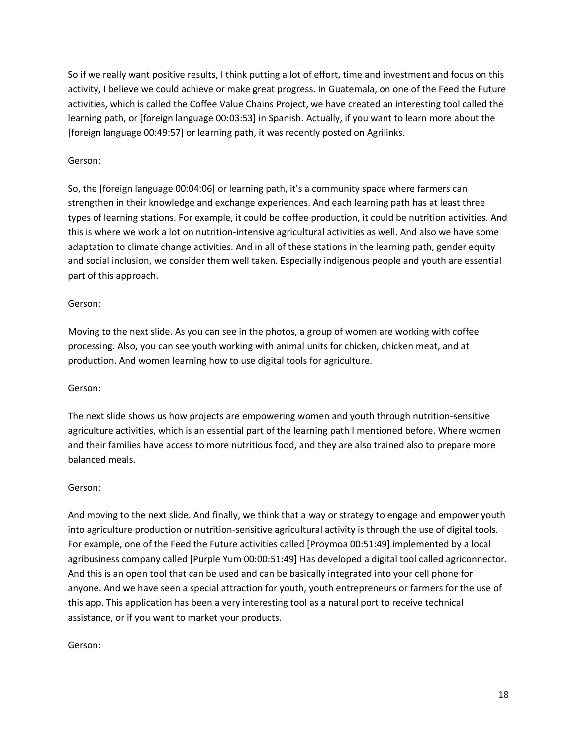So if we really want positive results, I think putting a lot of effort, time and investment and focus on this activity, I believe we could achieve or make great progress. In Guatemala, on one of the Feed the Future activities, which is called the Coffee Value Chains Project, we have created an interesting tool called the learning path, or [foreign language 00:03:53] in Spanish. Actually, if you want to learn more about the [foreign language 00:49:57] or learning path, it was recently posted on Agrilinks.

Gerson:

So, the [foreign language 00:04:06] or learning path, it's a community space where farmers can strengthen in their knowledge and exchange experiences. And each learning path has at least three types of learning stations. For example, it could be coffee production, it could be nutrition activities. And this is where we work a lot on nutrition-intensive agricultural activities as well. And also we have some adaptation to climate change activities. And in all of these stations in the learning path, gender equity and social inclusion, we consider them well taken. Especially indigenous people and youth are essential part of this approach.

Gerson:

Moving to the next slide. As you can see in the photos, a group of women are working with coffee processing. Also, you can see youth working with animal units for chicken, chicken meat, and at production. And women learning how to use digital tools for agriculture.

Gerson:

The next slide shows us how projects are empowering women and youth through nutrition-sensitive agriculture activities, which is an essential part of the learning path I mentioned before. Where women and their families have access to more nutritious food, and they are also trained also to prepare more balanced meals.

Gerson:

And moving to the next slide. And finally, we think that a way or strategy to engage and empower youth into agriculture production or nutrition-sensitive agricultural activity is through the use of digital tools. For example, one of the Feed the Future activities called [Proymoa 00:51:49] implemented by a local agribusiness company called [Purple Yum 00:00:51:49] Has developed a digital tool called agriconnector. And this is an open tool that can be used and can be basically integrated into your cell phone for anyone. And we have seen a special attraction for youth, youth entrepreneurs or farmers for the use of this app. This application has been a very interesting tool as a natural port to receive technical assistance, or if you want to market your products.

Gerson: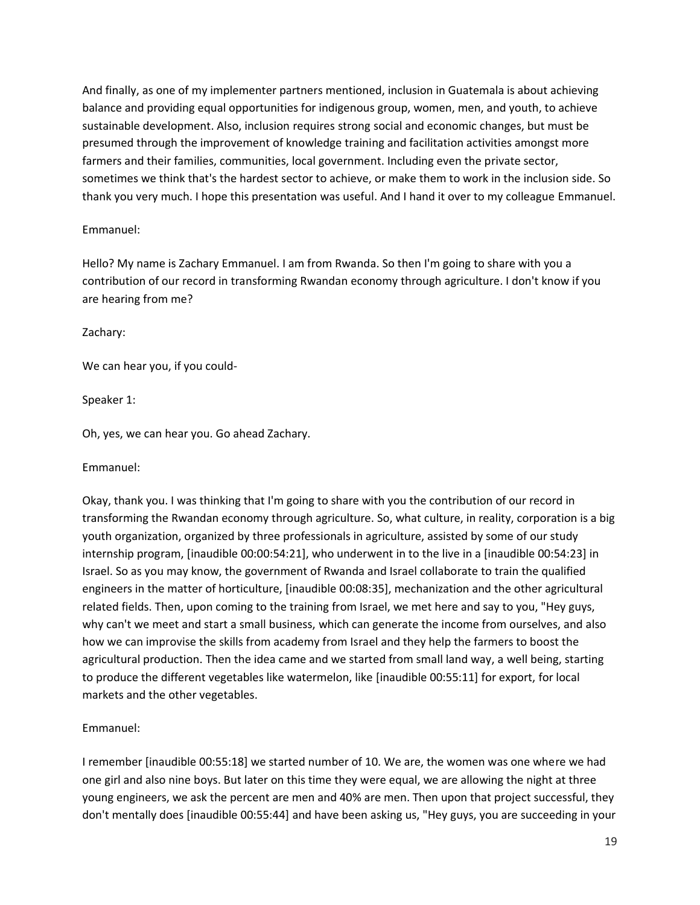And finally, as one of my implementer partners mentioned, inclusion in Guatemala is about achieving balance and providing equal opportunities for indigenous group, women, men, and youth, to achieve sustainable development. Also, inclusion requires strong social and economic changes, but must be presumed through the improvement of knowledge training and facilitation activities amongst more farmers and their families, communities, local government. Including even the private sector, sometimes we think that's the hardest sector to achieve, or make them to work in the inclusion side. So thank you very much. I hope this presentation was useful. And I hand it over to my colleague Emmanuel.

Emmanuel:

Hello? My name is Zachary Emmanuel. I am from Rwanda. So then I'm going to share with you a contribution of our record in transforming Rwandan economy through agriculture. I don't know if you are hearing from me?

Zachary:

We can hear you, if you could-

Speaker 1:

Oh, yes, we can hear you. Go ahead Zachary.

Emmanuel:

Okay, thank you. I was thinking that I'm going to share with you the contribution of our record in transforming the Rwandan economy through agriculture. So, what culture, in reality, corporation is a big youth organization, organized by three professionals in agriculture, assisted by some of our study internship program, [inaudible 00:00:54:21], who underwent in to the live in a [inaudible 00:54:23] in Israel. So as you may know, the government of Rwanda and Israel collaborate to train the qualified engineers in the matter of horticulture, [inaudible 00:08:35], mechanization and the other agricultural related fields. Then, upon coming to the training from Israel, we met here and say to you, "Hey guys, why can't we meet and start a small business, which can generate the income from ourselves, and also how we can improvise the skills from academy from Israel and they help the farmers to boost the agricultural production. Then the idea came and we started from small land way, a well being, starting to produce the different vegetables like watermelon, like [inaudible 00:55:11] for export, for local markets and the other vegetables.

Emmanuel:

I remember [inaudible 00:55:18] we started number of 10. We are, the women was one where we had one girl and also nine boys. But later on this time they were equal, we are allowing the night at three young engineers, we ask the percent are men and 40% are men. Then upon that project successful, they don't mentally does [inaudible 00:55:44] and have been asking us, "Hey guys, you are succeeding in your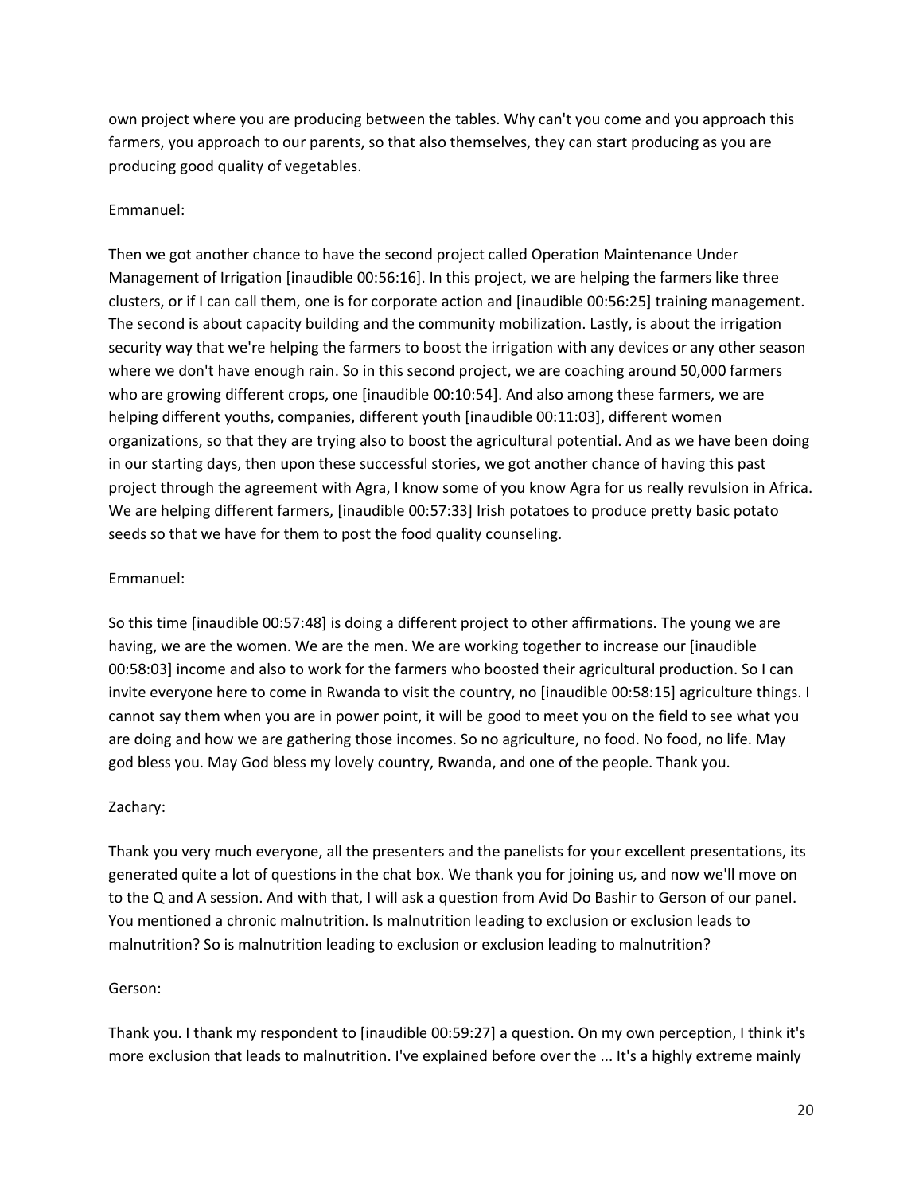own project where you are producing between the tables. Why can't you come and you approach this farmers, you approach to our parents, so that also themselves, they can start producing as you are producing good quality of vegetables.

Emmanuel:

Then we got another chance to have the second project called Operation Maintenance Under Management of Irrigation [inaudible 00:56:16]. In this project, we are helping the farmers like three clusters, or if I can call them, one is for corporate action and [inaudible 00:56:25] training management. The second is about capacity building and the community mobilization. Lastly, is about the irrigation security way that we're helping the farmers to boost the irrigation with any devices or any other season where we don't have enough rain. So in this second project, we are coaching around 50,000 farmers who are growing different crops, one [inaudible 00:10:54]. And also among these farmers, we are helping different youths, companies, different youth [inaudible 00:11:03], different women organizations, so that they are trying also to boost the agricultural potential. And as we have been doing in our starting days, then upon these successful stories, we got another chance of having this past project through the agreement with Agra, I know some of you know Agra for us really revulsion in Africa. We are helping different farmers, [inaudible 00:57:33] Irish potatoes to produce pretty basic potato seeds so that we have for them to post the food quality counseling.

Emmanuel:

So this time [inaudible 00:57:48] is doing a different project to other affirmations. The young we are having, we are the women. We are the men. We are working together to increase our [inaudible 00:58:03] income and also to work for the farmers who boosted their agricultural production. So I can invite everyone here to come in Rwanda to visit the country, no [inaudible 00:58:15] agriculture things. I cannot say them when you are in power point, it will be good to meet you on the field to see what you are doing and how we are gathering those incomes. So no agriculture, no food. No food, no life. May god bless you. May God bless my lovely country, Rwanda, and one of the people. Thank you.

Zachary:

Thank you very much everyone, all the presenters and the panelists for your excellent presentations, its generated quite a lot of questions in the chat box. We thank you for joining us, and now we'll move on to the Q and A session. And with that, I will ask a question from Avid Do Bashir to Gerson of our panel. You mentioned a chronic malnutrition. Is malnutrition leading to exclusion or exclusion leads to malnutrition? So is malnutrition leading to exclusion or exclusion leading to malnutrition?

Gerson:

Thank you. I thank my respondent to [inaudible 00:59:27] a question. On my own perception, I think it's more exclusion that leads to malnutrition. I've explained before over the ... It's a highly extreme mainly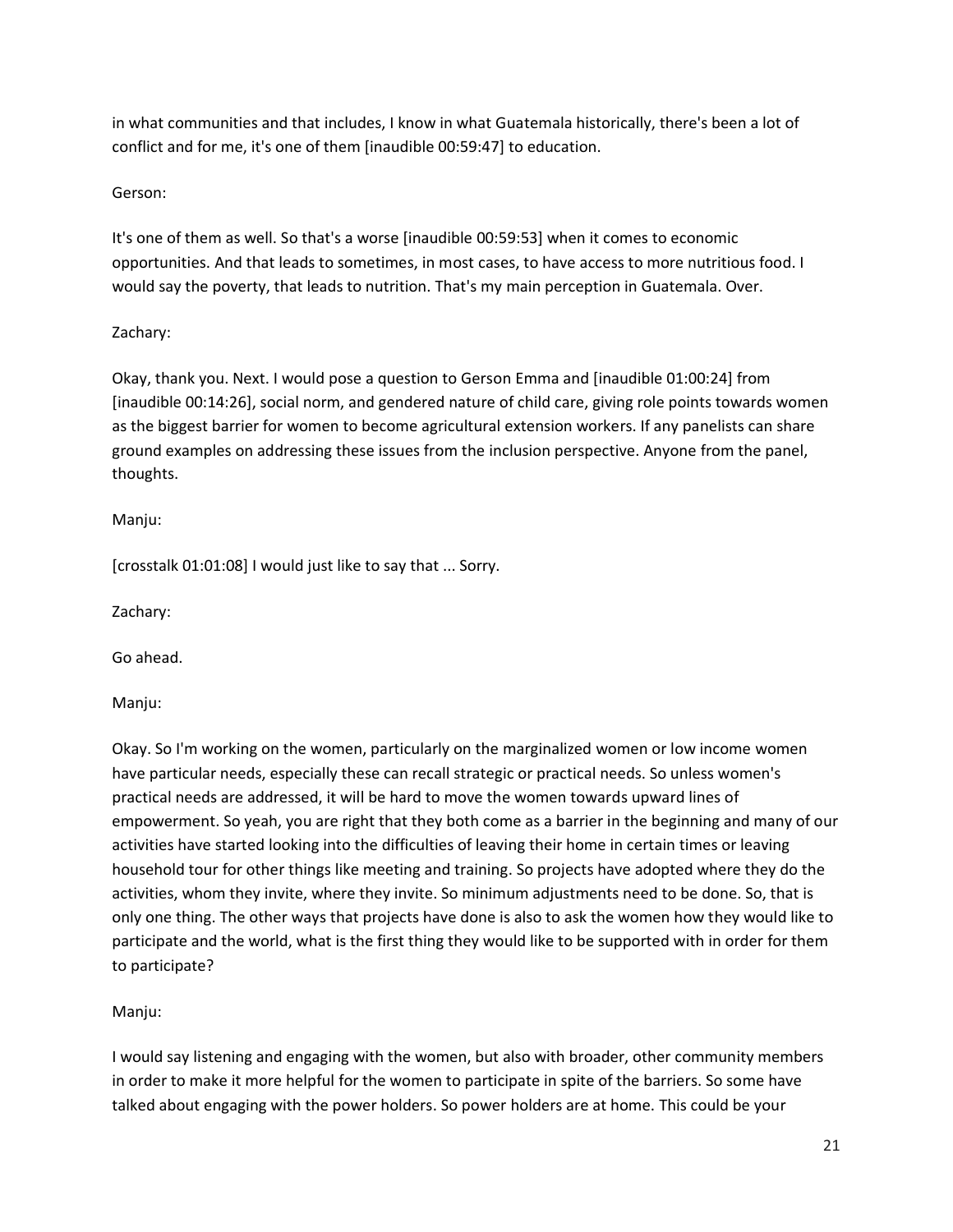in what communities and that includes, I know in what Guatemala historically, there's been a lot of conflict and for me, it's one of them [inaudible 00:59:47] to education.

Gerson:

It's one of them as well. So that's a worse [inaudible 00:59:53] when it comes to economic opportunities. And that leads to sometimes, in most cases, to have access to more nutritious food. I would say the poverty, that leads to nutrition. That's my main perception in Guatemala. Over.

Zachary:

Okay, thank you. Next. I would pose a question to Gerson Emma and [inaudible 01:00:24] from [inaudible 00:14:26], social norm, and gendered nature of child care, giving role points towards women as the biggest barrier for women to become agricultural extension workers. If any panelists can share ground examples on addressing these issues from the inclusion perspective. Anyone from the panel, thoughts.

Manju:

[crosstalk 01:01:08] I would just like to say that ... Sorry.

Zachary:

Go ahead.

Manju:

Okay. So I'm working on the women, particularly on the marginalized women or low income women have particular needs, especially these can recall strategic or practical needs. So unless women's practical needs are addressed, it will be hard to move the women towards upward lines of empowerment. So yeah, you are right that they both come as a barrier in the beginning and many of our activities have started looking into the difficulties of leaving their home in certain times or leaving household tour for other things like meeting and training. So projects have adopted where they do the activities, whom they invite, where they invite. So minimum adjustments need to be done. So, that is only one thing. The other ways that projects have done is also to ask the women how they would like to participate and the world, what is the first thing they would like to be supported with in order for them to participate?

Manju:

I would say listening and engaging with the women, but also with broader, other community members in order to make it more helpful for the women to participate in spite of the barriers. So some have talked about engaging with the power holders. So power holders are at home. This could be your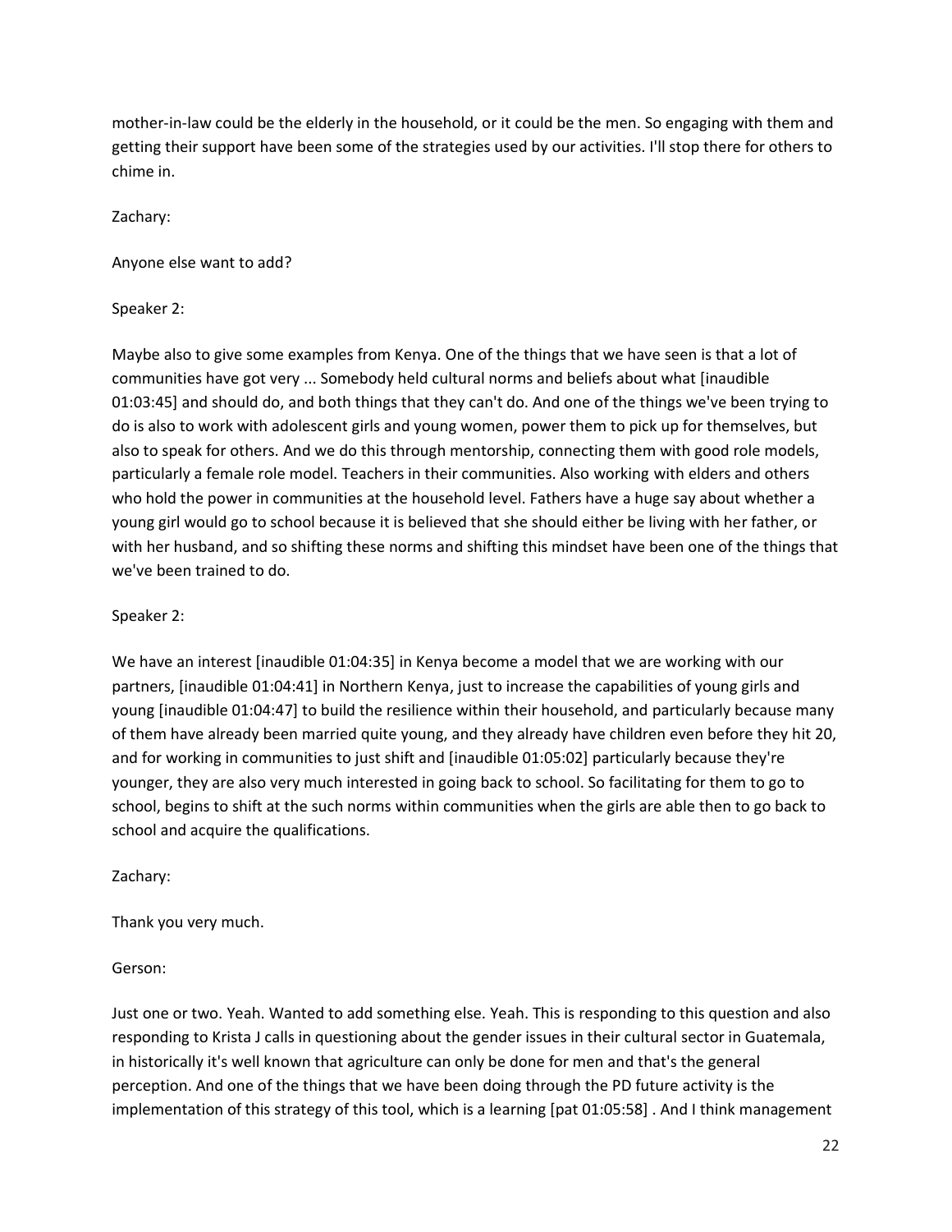mother-in-law could be the elderly in the household, or it could be the men. So engaging with them and getting their support have been some of the strategies used by our activities. I'll stop there for others to chime in.

Zachary:

Anyone else want to add?

Speaker 2:

Maybe also to give some examples from Kenya. One of the things that we have seen is that a lot of communities have got very ... Somebody held cultural norms and beliefs about what [inaudible 01:03:45] and should do, and both things that they can't do. And one of the things we've been trying to do is also to work with adolescent girls and young women, power them to pick up for themselves, but also to speak for others. And we do this through mentorship, connecting them with good role models, particularly a female role model. Teachers in their communities. Also working with elders and others who hold the power in communities at the household level. Fathers have a huge say about whether a young girl would go to school because it is believed that she should either be living with her father, or with her husband, and so shifting these norms and shifting this mindset have been one of the things that we've been trained to do.

Speaker 2:

We have an interest [inaudible 01:04:35] in Kenya become a model that we are working with our partners, [inaudible 01:04:41] in Northern Kenya, just to increase the capabilities of young girls and young [inaudible 01:04:47] to build the resilience within their household, and particularly because many of them have already been married quite young, and they already have children even before they hit 20, and for working in communities to just shift and [inaudible 01:05:02] particularly because they're younger, they are also very much interested in going back to school. So facilitating for them to go to school, begins to shift at the such norms within communities when the girls are able then to go back to school and acquire the qualifications.

Zachary:

Thank you very much.

Gerson:

Just one or two. Yeah. Wanted to add something else. Yeah. This is responding to this question and also responding to Krista J calls in questioning about the gender issues in their cultural sector in Guatemala, in historically it's well known that agriculture can only be done for men and that's the general perception. And one of the things that we have been doing through the PD future activity is the implementation of this strategy of this tool, which is a learning [pat 01:05:58] . And I think management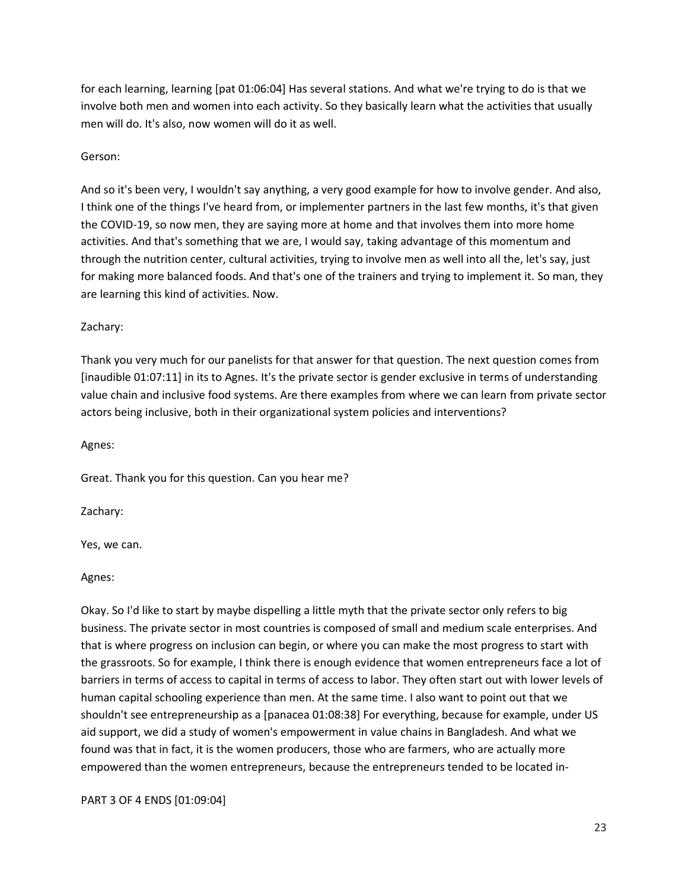for each learning, learning [pat 01:06:04] Has several stations. And what we're trying to do is that we involve both men and women into each activity. So they basically learn what the activities that usually men will do. It's also, now women will do it as well.

Gerson:

And so it's been very, I wouldn't say anything, a very good example for how to involve gender. And also, I think one of the things I've heard from, or implementer partners in the last few months, it's that given the COVID-19, so now men, they are saying more at home and that involves them into more home activities. And that's something that we are, I would say, taking advantage of this momentum and through the nutrition center, cultural activities, trying to involve men as well into all the, let's say, just for making more balanced foods. And that's one of the trainers and trying to implement it. So man, they are learning this kind of activities. Now.

Zachary:

Thank you very much for our panelists for that answer for that question. The next question comes from [inaudible 01:07:11] in its to Agnes. It's the private sector is gender exclusive in terms of understanding value chain and inclusive food systems. Are there examples from where we can learn from private sector actors being inclusive, both in their organizational system policies and interventions?

Agnes:

Great. Thank you for this question. Can you hear me?

Zachary:

Yes, we can.

Agnes:

Okay. So I'd like to start by maybe dispelling a little myth that the private sector only refers to big business. The private sector in most countries is composed of small and medium scale enterprises. And that is where progress on inclusion can begin, or where you can make the most progress to start with the grassroots. So for example, I think there is enough evidence that women entrepreneurs face a lot of barriers in terms of access to capital in terms of access to labor. They often start out with lower levels of human capital schooling experience than men. At the same time. I also want to point out that we shouldn't see entrepreneurship as a [panacea 01:08:38] For everything, because for example, under US aid support, we did a study of women's empowerment in value chains in Bangladesh. And what we found was that in fact, it is the women producers, those who are farmers, who are actually more empowered than the women entrepreneurs, because the entrepreneurs tended to be located in-

PART 3 OF 4 ENDS [01:09:04]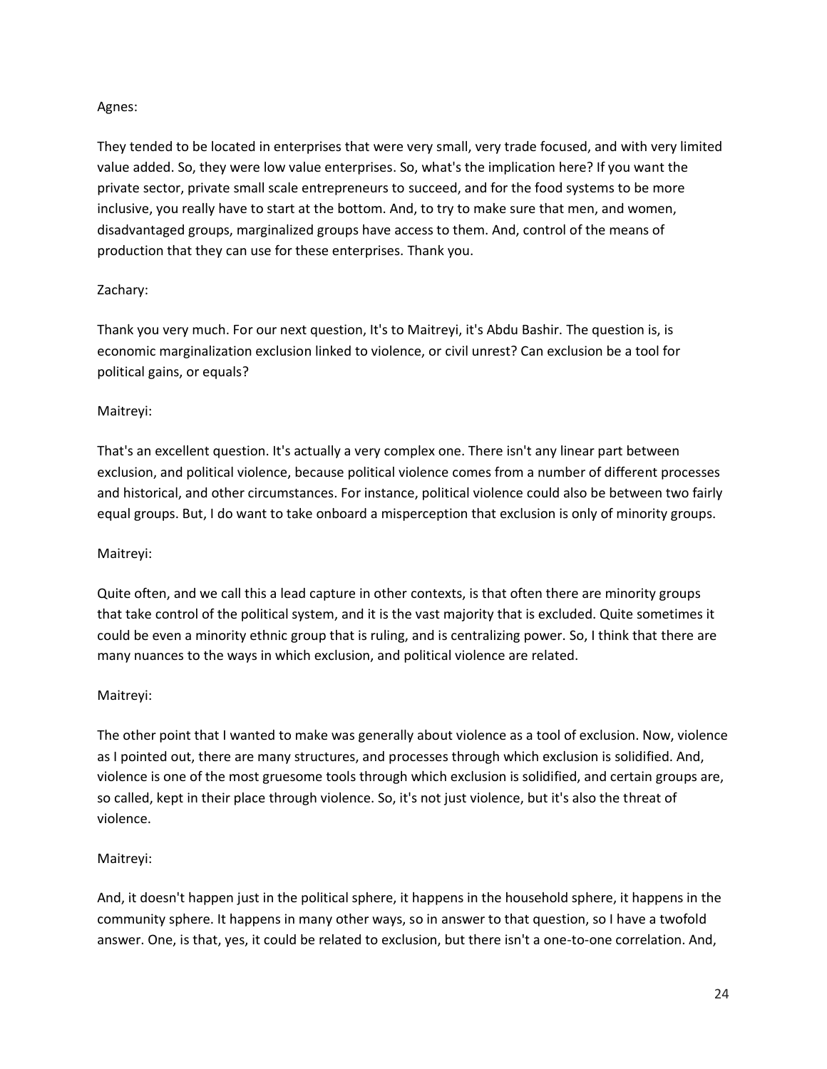Agnes:

They tended to be located in enterprises that were very small, very trade focused, and with very limited value added. So, they were low value enterprises. So, what's the implication here? If you want the private sector, private small scale entrepreneurs to succeed, and for the food systems to be more inclusive, you really have to start at the bottom. And, to try to make sure that men, and women, disadvantaged groups, marginalized groups have access to them. And, control of the means of production that they can use for these enterprises. Thank you.

Zachary:

Thank you very much. For our next question, It's to Maitreyi, it's Abdu Bashir. The question is, is economic marginalization exclusion linked to violence, or civil unrest? Can exclusion be a tool for political gains, or equals?

Maitreyi:

That's an excellent question. It's actually a very complex one. There isn't any linear part between exclusion, and political violence, because political violence comes from a number of different processes and historical, and other circumstances. For instance, political violence could also be between two fairly equal groups. But, I do want to take onboard a misperception that exclusion is only of minority groups.

Maitreyi:

Quite often, and we call this a lead capture in other contexts, is that often there are minority groups that take control of the political system, and it is the vast majority that is excluded. Quite sometimes it could be even a minority ethnic group that is ruling, and is centralizing power. So, I think that there are many nuances to the ways in which exclusion, and political violence are related.

Maitreyi:

The other point that I wanted to make was generally about violence as a tool of exclusion. Now, violence as I pointed out, there are many structures, and processes through which exclusion is solidified. And, violence is one of the most gruesome tools through which exclusion is solidified, and certain groups are, so called, kept in their place through violence. So, it's not just violence, but it's also the threat of violence.

Maitreyi:

And, it doesn't happen just in the political sphere, it happens in the household sphere, it happens in the community sphere. It happens in many other ways, so in answer to that question, so I have a twofold answer. One, is that, yes, it could be related to exclusion, but there isn't a one-to-one correlation. And,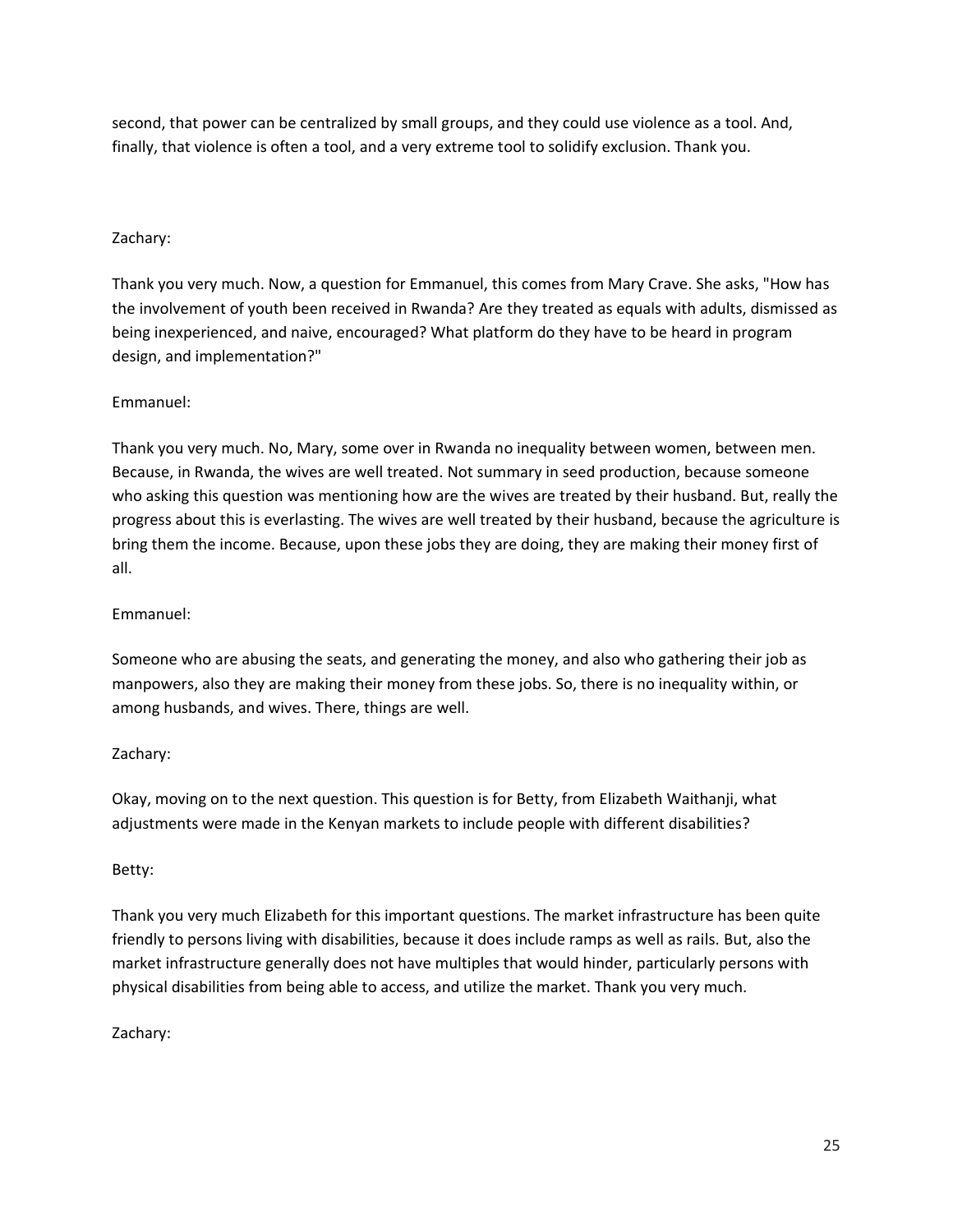second, that power can be centralized by small groups, and they could use violence as a tool. And, finally, that violence is often a tool, and a very extreme tool to solidify exclusion. Thank you.

Zachary:

Thank you very much. Now, a question for Emmanuel, this comes from Mary Crave. She asks, "How has the involvement of youth been received in Rwanda? Are they treated as equals with adults, dismissed as being inexperienced, and naive, encouraged? What platform do they have to be heard in program design, and implementation?"

Emmanuel:

Thank you very much. No, Mary, some over in Rwanda no inequality between women, between men. Because, in Rwanda, the wives are well treated. Not summary in seed production, because someone who asking this question was mentioning how are the wives are treated by their husband. But, really the progress about this is everlasting. The wives are well treated by their husband, because the agriculture is bring them the income. Because, upon these jobs they are doing, they are making their money first of all.

Emmanuel:

Someone who are abusing the seats, and generating the money, and also who gathering their job as manpowers, also they are making their money from these jobs. So, there is no inequality within, or among husbands, and wives. There, things are well.

Zachary:

Okay, moving on to the next question. This question is for Betty, from Elizabeth Waithanji, what adjustments were made in the Kenyan markets to include people with different disabilities?

Betty:

Thank you very much Elizabeth for this important questions. The market infrastructure has been quite friendly to persons living with disabilities, because it does include ramps as well as rails. But, also the market infrastructure generally does not have multiples that would hinder, particularly persons with physical disabilities from being able to access, and utilize the market. Thank you very much.

Zachary: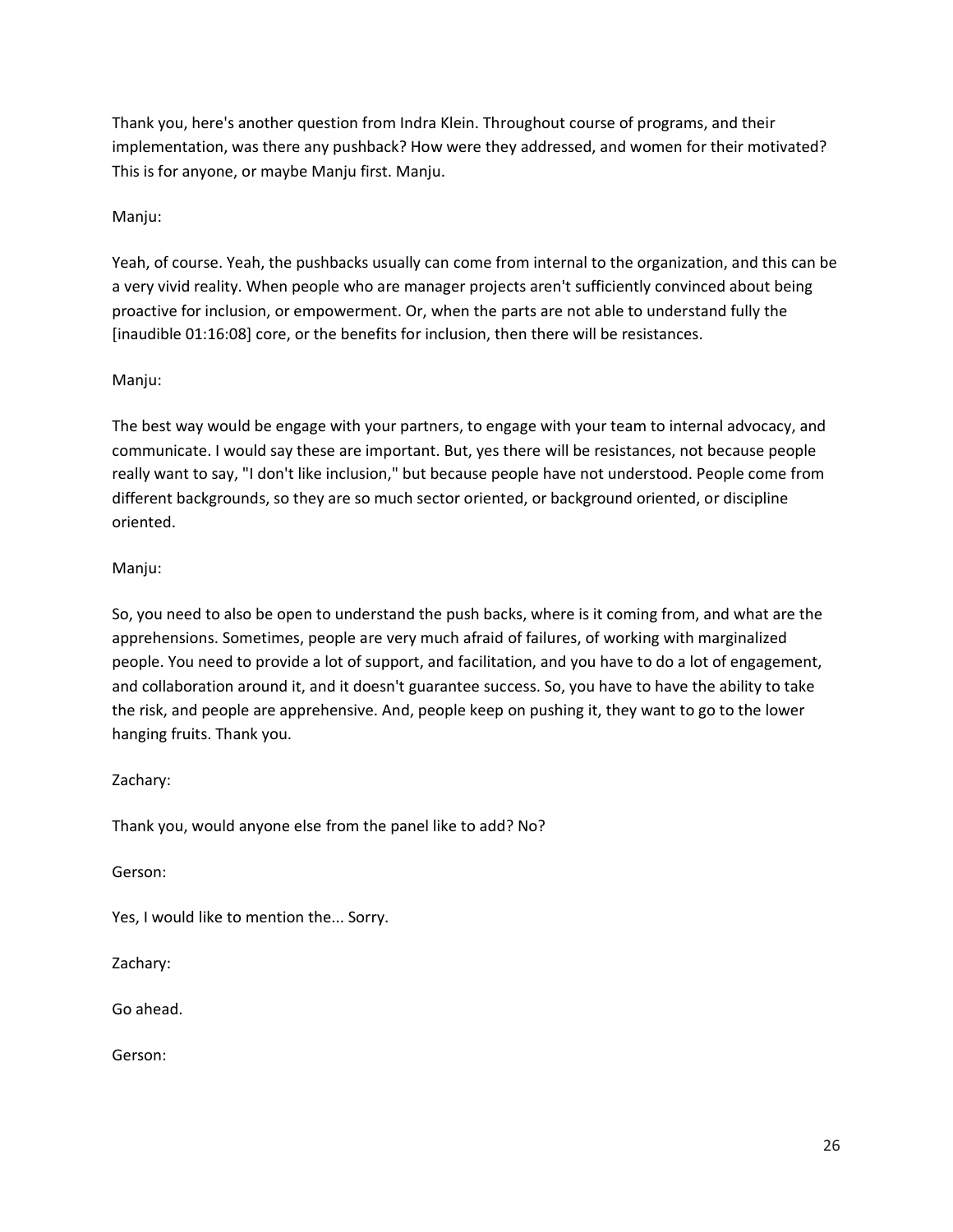Thank you, here's another question from Indra Klein. Throughout course of programs, and their implementation, was there any pushback? How were they addressed, and women for their motivated? This is for anyone, or maybe Manju first. Manju.

Manju:

Yeah, of course. Yeah, the pushbacks usually can come from internal to the organization, and this can be a very vivid reality. When people who are manager projects aren't sufficiently convinced about being proactive for inclusion, or empowerment. Or, when the parts are not able to understand fully the [inaudible 01:16:08] core, or the benefits for inclusion, then there will be resistances.

Manju:

The best way would be engage with your partners, to engage with your team to internal advocacy, and communicate. I would say these are important. But, yes there will be resistances, not because people really want to say, "I don't like inclusion," but because people have not understood. People come from different backgrounds, so they are so much sector oriented, or background oriented, or discipline oriented.

Manju:

So, you need to also be open to understand the push backs, where is it coming from, and what are the apprehensions. Sometimes, people are very much afraid of failures, of working with marginalized people. You need to provide a lot of support, and facilitation, and you have to do a lot of engagement, and collaboration around it, and it doesn't guarantee success. So, you have to have the ability to take the risk, and people are apprehensive. And, people keep on pushing it, they want to go to the lower hanging fruits. Thank you.

Zachary:

Thank you, would anyone else from the panel like to add? No?

Gerson:

Yes, I would like to mention the... Sorry.

Zachary:

Go ahead.

Gerson: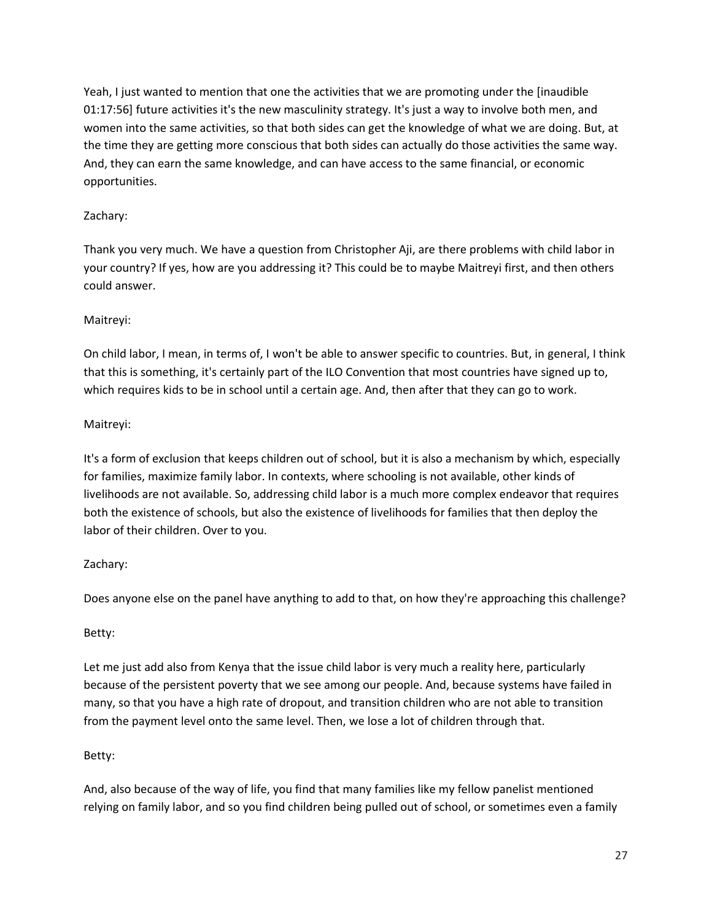Yeah, I just wanted to mention that one the activities that we are promoting under the [inaudible 01:17:56] future activities it's the new masculinity strategy. It's just a way to involve both men, and women into the same activities, so that both sides can get the knowledge of what we are doing. But, at the time they are getting more conscious that both sides can actually do those activities the same way. And, they can earn the same knowledge, and can have access to the same financial, or economic opportunities.

Zachary:

Thank you very much. We have a question from Christopher Aji, are there problems with child labor in your country? If yes, how are you addressing it? This could be to maybe Maitreyi first, and then others could answer.

Maitreyi:

On child labor, I mean, in terms of, I won't be able to answer specific to countries. But, in general, I think that this is something, it's certainly part of the ILO Convention that most countries have signed up to, which requires kids to be in school until a certain age. And, then after that they can go to work.

Maitreyi:

It's a form of exclusion that keeps children out of school, but it is also a mechanism by which, especially for families, maximize family labor. In contexts, where schooling is not available, other kinds of livelihoods are not available. So, addressing child labor is a much more complex endeavor that requires both the existence of schools, but also the existence of livelihoods for families that then deploy the labor of their children. Over to you.

Zachary:

Does anyone else on the panel have anything to add to that, on how they're approaching this challenge?

Betty:

Let me just add also from Kenya that the issue child labor is very much a reality here, particularly because of the persistent poverty that we see among our people. And, because systems have failed in many, so that you have a high rate of dropout, and transition children who are not able to transition from the payment level onto the same level. Then, we lose a lot of children through that.

Betty:

And, also because of the way of life, you find that many families like my fellow panelist mentioned relying on family labor, and so you find children being pulled out of school, or sometimes even a family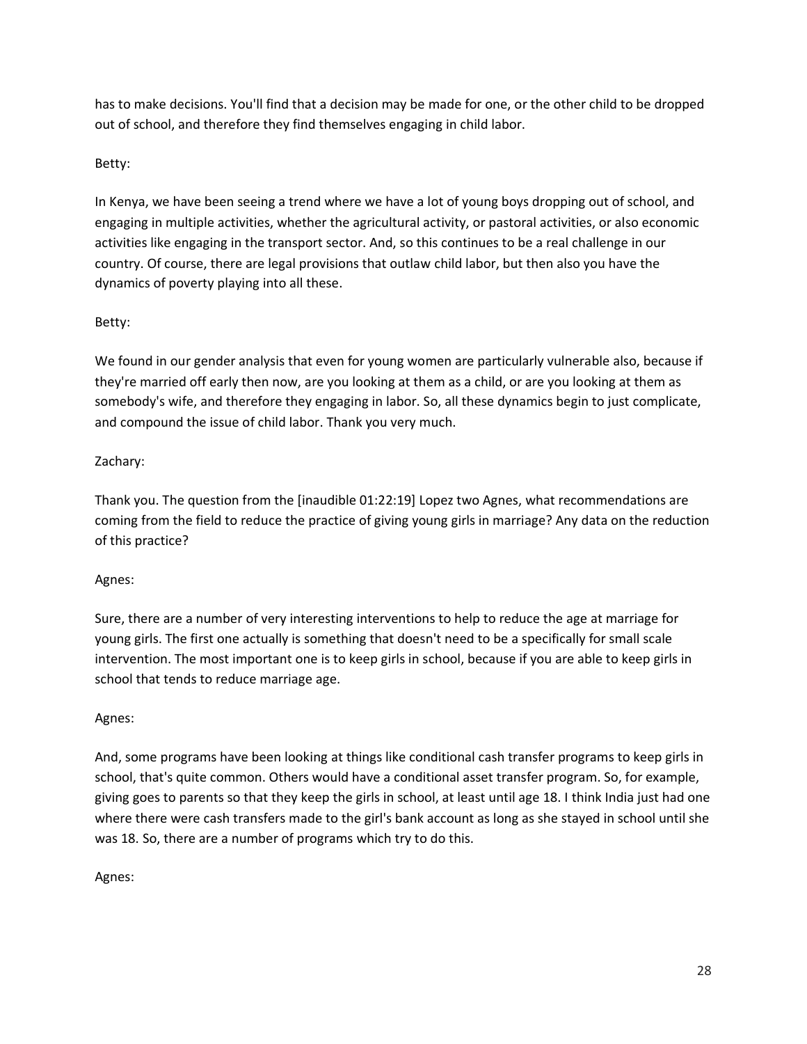has to make decisions. You'll find that a decision may be made for one, or the other child to be dropped out of school, and therefore they find themselves engaging in child labor.

Betty:

In Kenya, we have been seeing a trend where we have a lot of young boys dropping out of school, and engaging in multiple activities, whether the agricultural activity, or pastoral activities, or also economic activities like engaging in the transport sector. And, so this continues to be a real challenge in our country. Of course, there are legal provisions that outlaw child labor, but then also you have the dynamics of poverty playing into all these.

Betty:

We found in our gender analysis that even for young women are particularly vulnerable also, because if they're married off early then now, are you looking at them as a child, or are you looking at them as somebody's wife, and therefore they engaging in labor. So, all these dynamics begin to just complicate, and compound the issue of child labor. Thank you very much.

Zachary:

Thank you. The question from the [inaudible 01:22:19] Lopez two Agnes, what recommendations are coming from the field to reduce the practice of giving young girls in marriage? Any data on the reduction of this practice?

Agnes:

Sure, there are a number of very interesting interventions to help to reduce the age at marriage for young girls. The first one actually is something that doesn't need to be a specifically for small scale intervention. The most important one is to keep girls in school, because if you are able to keep girls in school that tends to reduce marriage age.

Agnes:

And, some programs have been looking at things like conditional cash transfer programs to keep girls in school, that's quite common. Others would have a conditional asset transfer program. So, for example, giving goes to parents so that they keep the girls in school, at least until age 18. I think India just had one where there were cash transfers made to the girl's bank account as long as she stayed in school until she was 18. So, there are a number of programs which try to do this.

Agnes: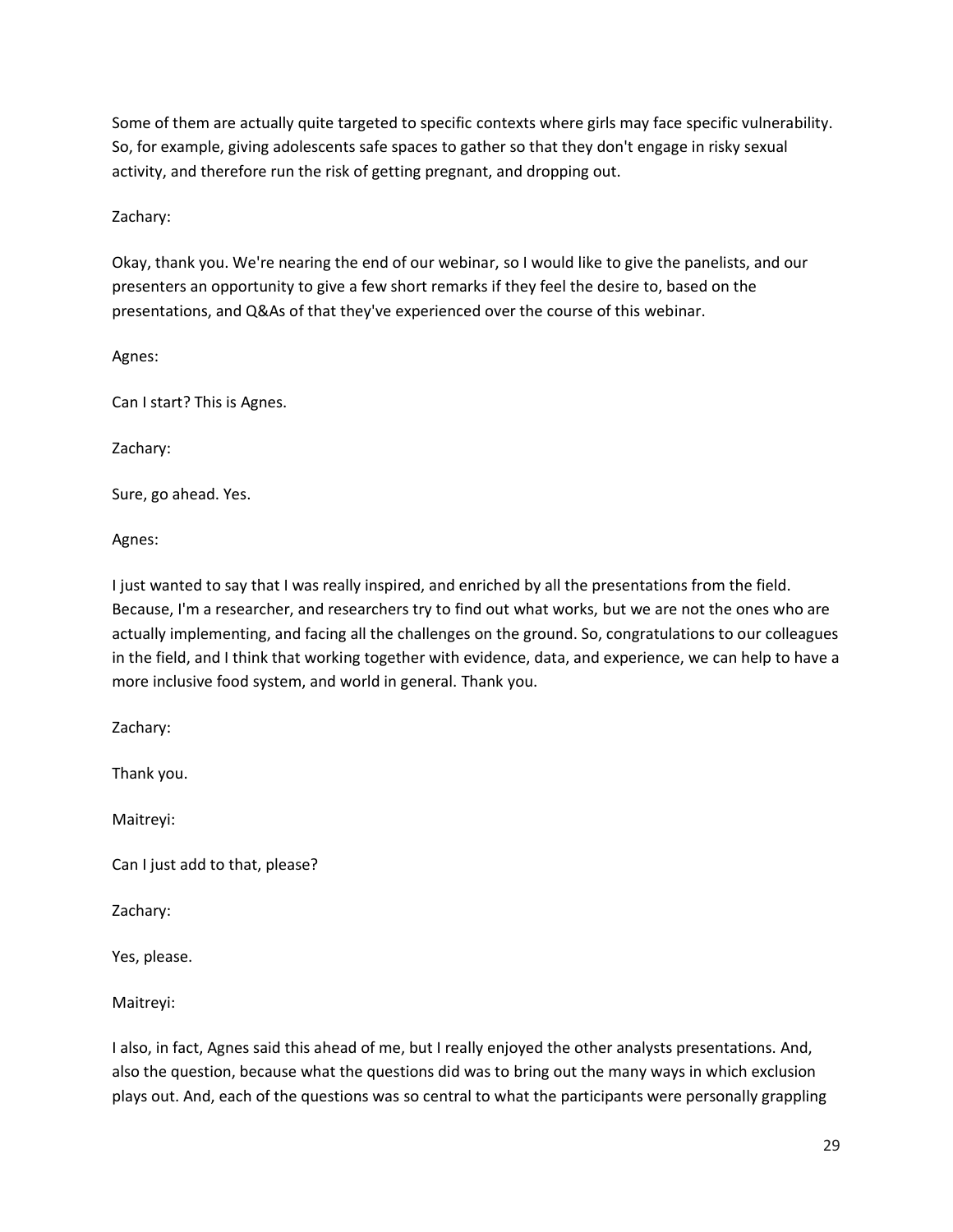Some of them are actually quite targeted to specific contexts where girls may face specific vulnerability. So, for example, giving adolescents safe spaces to gather so that they don't engage in risky sexual activity, and therefore run the risk of getting pregnant, and dropping out.

Zachary:

Okay, thank you. We're nearing the end of our webinar, so I would like to give the panelists, and our presenters an opportunity to give a few short remarks if they feel the desire to, based on the presentations, and Q&As of that they've experienced over the course of this webinar.

Agnes:

Can I start? This is Agnes.

Zachary:

Sure, go ahead. Yes.

Agnes:

I just wanted to say that I was really inspired, and enriched by all the presentations from the field. Because, I'm a researcher, and researchers try to find out what works, but we are not the ones who are actually implementing, and facing all the challenges on the ground. So, congratulations to our colleagues in the field, and I think that working together with evidence, data, and experience, we can help to have a more inclusive food system, and world in general. Thank you.

Zachary:

Thank you.

Maitreyi:

Can I just add to that, please?

Zachary:

Yes, please.

Maitreyi:

I also, in fact, Agnes said this ahead of me, but I really enjoyed the other analysts presentations. And, also the question, because what the questions did was to bring out the many ways in which exclusion plays out. And, each of the questions was so central to what the participants were personally grappling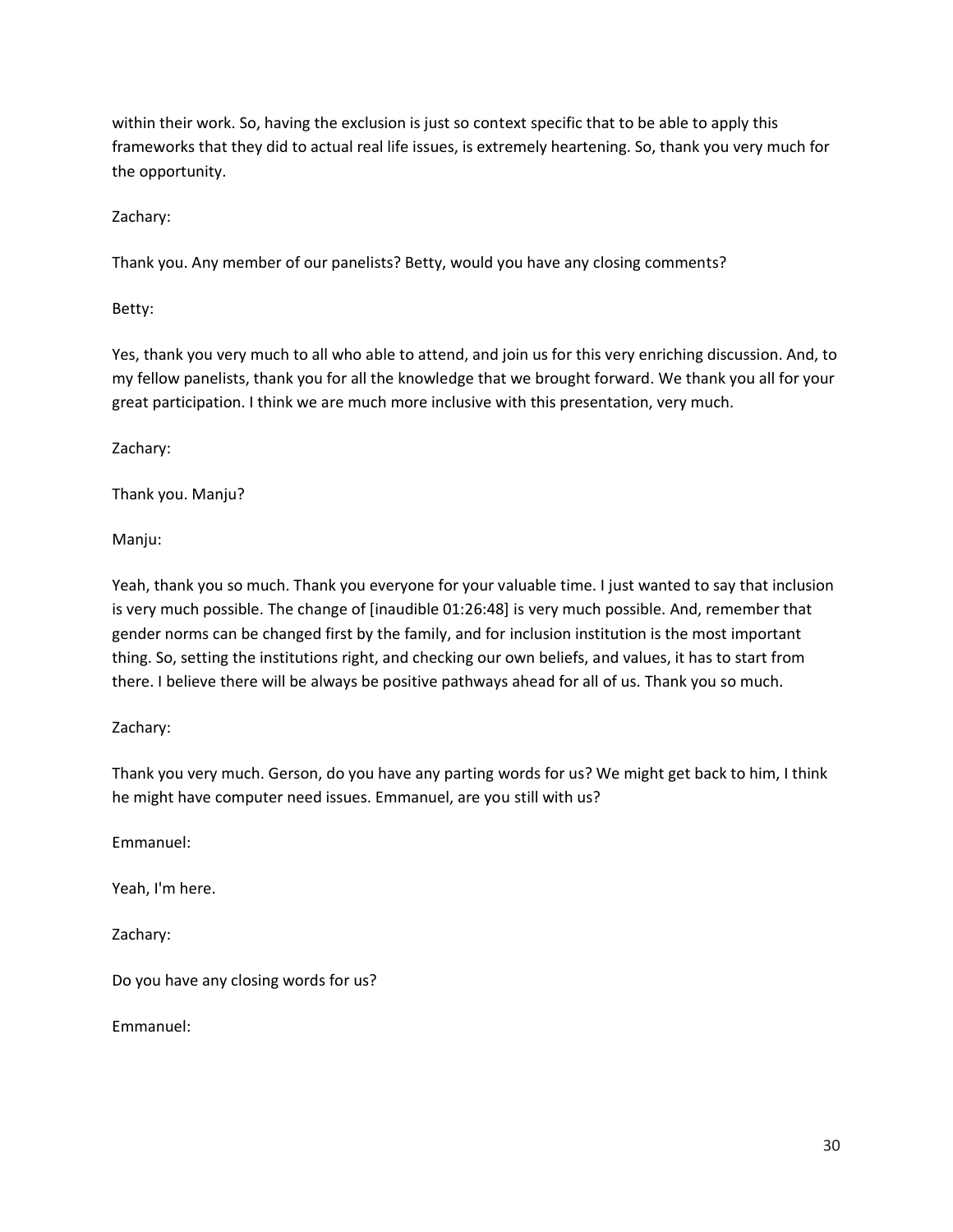within their work. So, having the exclusion is just so context specific that to be able to apply this frameworks that they did to actual real life issues, is extremely heartening. So, thank you very much for the opportunity.

Zachary:

Thank you. Any member of our panelists? Betty, would you have any closing comments?

Betty:

Yes, thank you very much to all who able to attend, and join us for this very enriching discussion. And, to my fellow panelists, thank you for all the knowledge that we brought forward. We thank you all for your great participation. I think we are much more inclusive with this presentation, very much.

Zachary:

Thank you. Manju?

Manju:

Yeah, thank you so much. Thank you everyone for your valuable time. I just wanted to say that inclusion is very much possible. The change of [inaudible 01:26:48] is very much possible. And, remember that gender norms can be changed first by the family, and for inclusion institution is the most important thing. So, setting the institutions right, and checking our own beliefs, and values, it has to start from there. I believe there will be always be positive pathways ahead for all of us. Thank you so much.

Zachary:

Thank you very much. Gerson, do you have any parting words for us? We might get back to him, I think he might have computer need issues. Emmanuel, are you still with us?

Emmanuel:

Yeah, I'm here.

Zachary:

Do you have any closing words for us?

Emmanuel: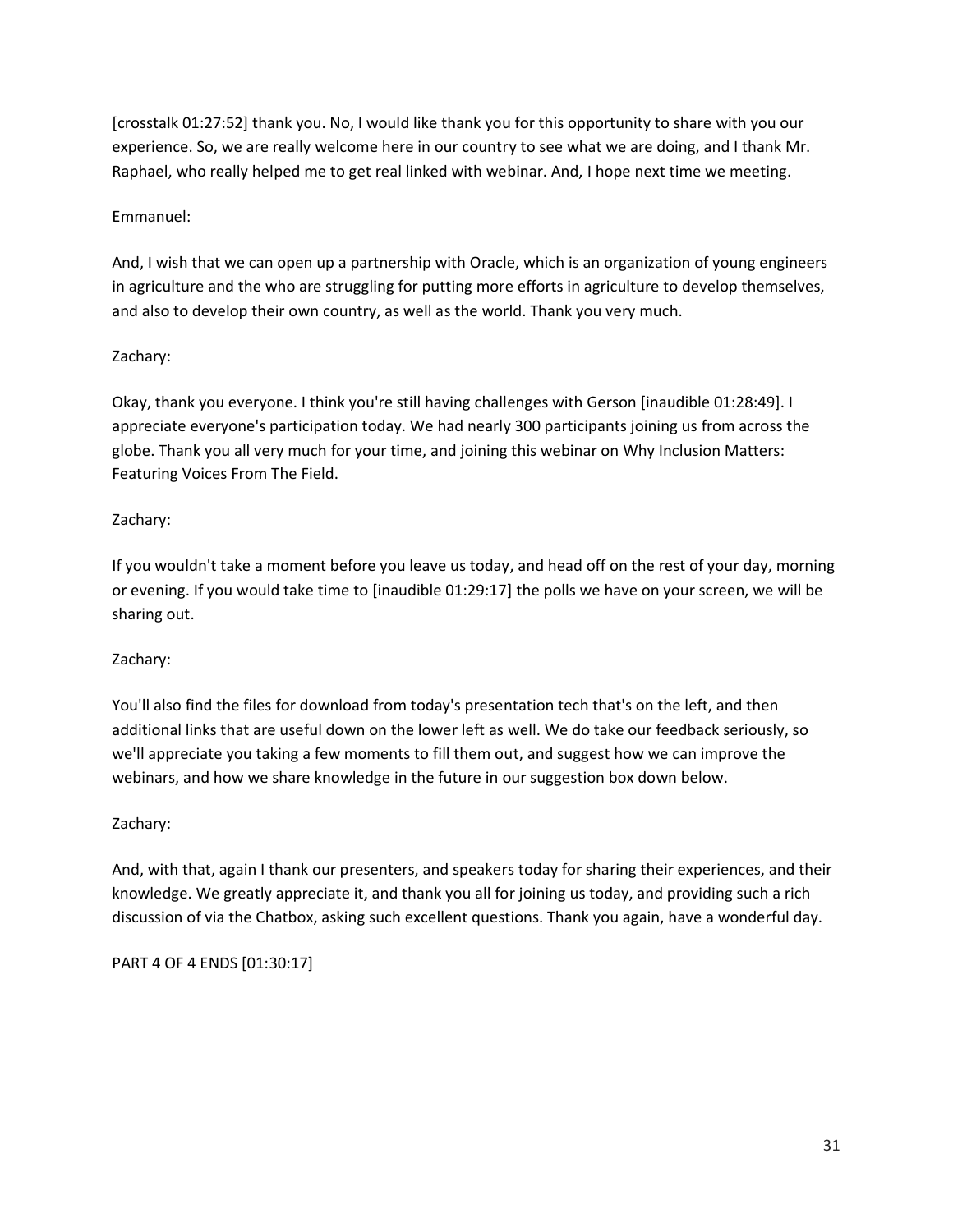[crosstalk 01:27:52] thank you. No, I would like thank you for this opportunity to share with you our experience. So, we are really welcome here in our country to see what we are doing, and I thank Mr. Raphael, who really helped me to get real linked with webinar. And, I hope next time we meeting.

Emmanuel:

And, I wish that we can open up a partnership with Oracle, which is an organization of young engineers in agriculture and the who are struggling for putting more efforts in agriculture to develop themselves, and also to develop their own country, as well as the world. Thank you very much.

Zachary:

Okay, thank you everyone. I think you're still having challenges with Gerson [inaudible 01:28:49]. I appreciate everyone's participation today. We had nearly 300 participants joining us from across the globe. Thank you all very much for your time, and joining this webinar on Why Inclusion Matters: Featuring Voices From The Field.

Zachary:

If you wouldn't take a moment before you leave us today, and head off on the rest of your day, morning or evening. If you would take time to [inaudible 01:29:17] the polls we have on your screen, we will be sharing out.

Zachary:

You'll also find the files for download from today's presentation tech that's on the left, and then additional links that are useful down on the lower left as well. We do take our feedback seriously, so we'll appreciate you taking a few moments to fill them out, and suggest how we can improve the webinars, and how we share knowledge in the future in our suggestion box down below.

Zachary:

And, with that, again I thank our presenters, and speakers today for sharing their experiences, and their knowledge. We greatly appreciate it, and thank you all for joining us today, and providing such a rich discussion of via the Chatbox, asking such excellent questions. Thank you again, have a wonderful day.

PART 4 OF 4 ENDS [01:30:17]